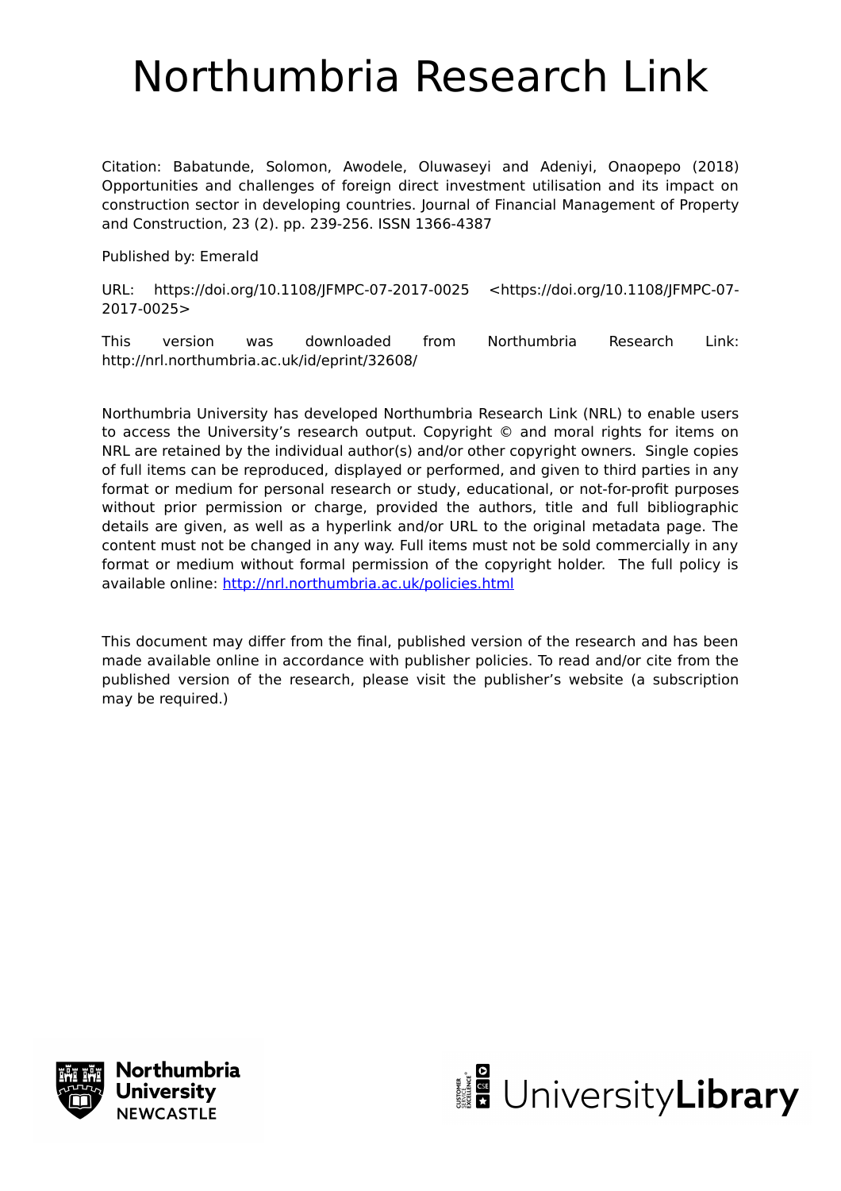# Northumbria Research Link

Citation: Babatunde, Solomon, Awodele, Oluwaseyi and Adeniyi, Onaopepo (2018) Opportunities and challenges of foreign direct investment utilisation and its impact on construction sector in developing countries. Journal of Financial Management of Property and Construction, 23 (2). pp. 239-256. ISSN 1366-4387

Published by: Emerald

URL: https://doi.org/10.1108/JFMPC-07-2017-0025 <https://doi.org/10.1108/JFMPC-07-2017-0025>

This version was downloaded from Northumbria Research Link: http://nrl.northumbria.ac.uk/id/eprint/32608/

Northumbria University has developed Northumbria Research Link (NRL) to enable users to access the University's research output. Copyright © and moral rights for items on NRL are retained by the individual author(s) and/or other copyright owners. Single copies of full items can be reproduced, displayed or performed, and given to third parties in any format or medium for personal research or study, educational, or not-for-profit purposes without prior permission or charge, provided the authors, title and full bibliographic details are given, as well as a hyperlink and/or URL to the original metadata page. The content must not be changed in any way. Full items must not be sold commercially in any format or medium without formal permission of the copyright holder. The full policy is available online: http://nrl.northumbria.ac.uk/policies.html

This document may differ from the final, published version of the research and has been made available online in accordance with publisher policies. To read and/or cite from the published version of the research, please visit the publisher's website (a subscription may be required.)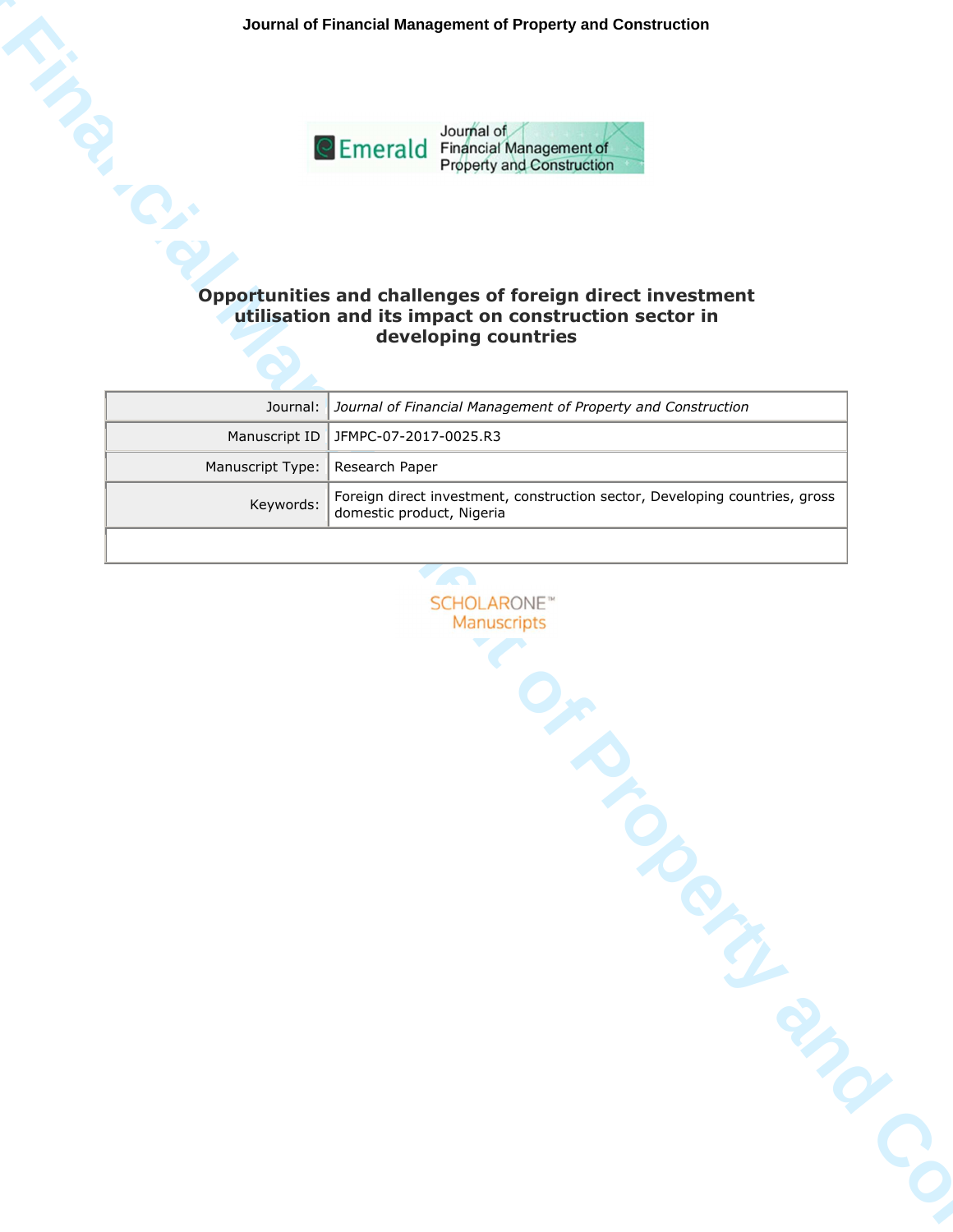# Opportunities and challenges of foreign direct investment utilisation and its impact on construction sector in developing countries

| Journal: | *Journal of Financial Management of Property and Construction* |
|---|---|
| Manuscript ID | JFMPC-07-2017-0025.R3 |
| Manuscript Type: | Research Paper |
| Keywords: | Foreign direct investment, construction sector, Developing countries, gross domestic product, Nigeria |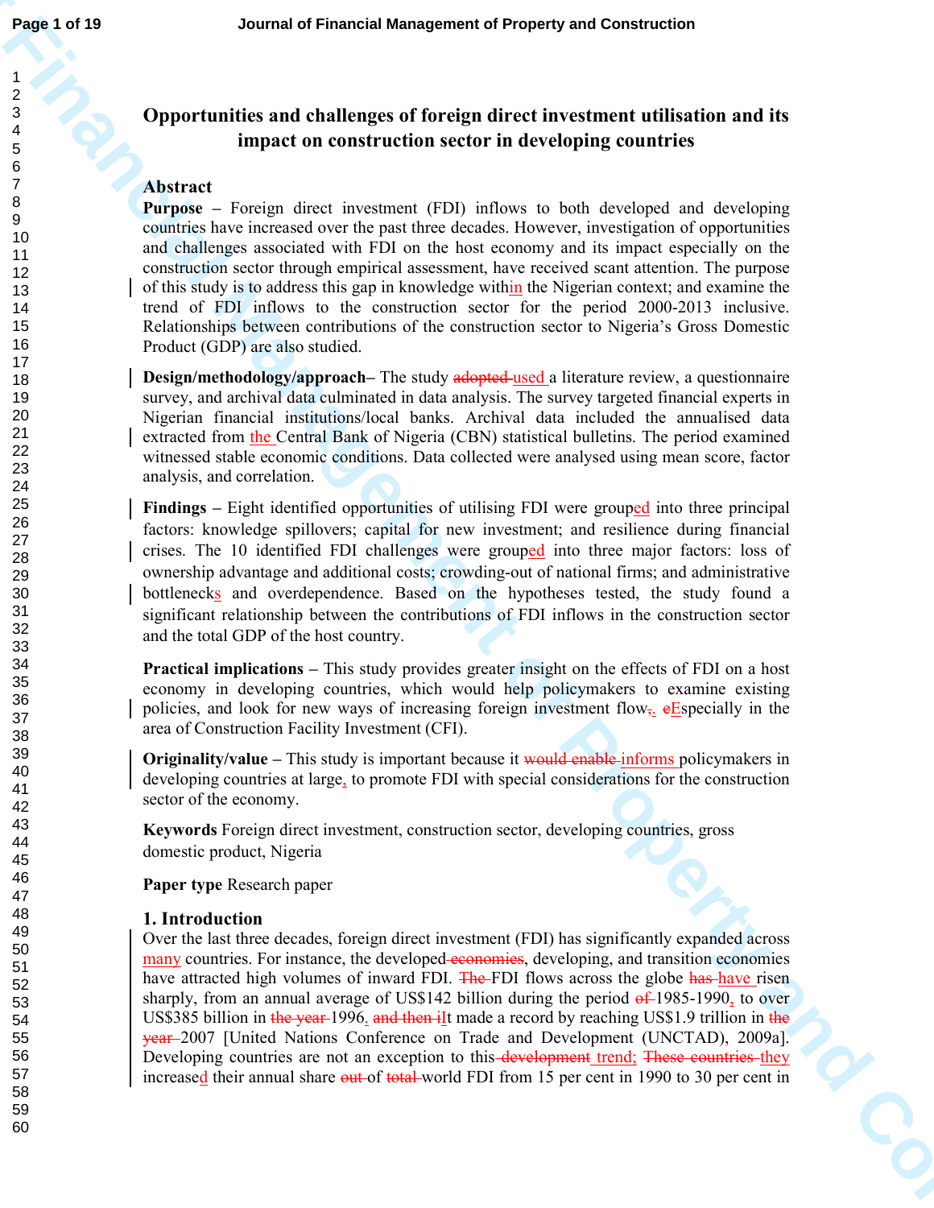# Opportunities and challenges of foreign direct investment utilisation and its impact on construction sector in developing countries

## Abstract

**Purpose** – Foreign direct investment (FDI) inflows to both developed and developing countries have increased over the past three decades. However, investigation of opportunities and challenges associated with FDI on the host economy and its impact especially on the construction sector through empirical assessment, have received scant attention. The purpose of this study is to address this gap in knowledge within the Nigerian context; and examine the trend of FDI inflows to the construction sector for the period 2000-2013 inclusive. Relationships between contributions of the construction sector to Nigeria's Gross Domestic Product (GDP) are also studied.

**Design/methodology/approach**– The study used a literature review, a questionnaire survey, and archival data culminated in data analysis. The survey targeted financial experts in Nigerian financial institutions/local banks. Archival data included the annualised data extracted from the Central Bank of Nigeria (CBN) statistical bulletins. The period examined witnessed stable economic conditions. Data collected were analysed using mean score, factor analysis, and correlation.

**Findings** – Eight identified opportunities of utilising FDI were grouped into three principal factors: knowledge spillovers; capital for new investment; and resilience during financial crises. The 10 identified FDI challenges were grouped into three major factors: loss of ownership advantage and additional costs; crowding-out of national firms; and administrative bottlenecks and overdependence. Based on the hypotheses tested, the study found a significant relationship between the contributions of FDI inflows in the construction sector and the total GDP of the host country.

**Practical implications** – This study provides greater insight on the effects of FDI on a host economy in developing countries, which would help policymakers to examine existing policies, and look for new ways of increasing foreign investment flow. Especially in the area of Construction Facility Investment (CFI).

**Originality/value** – This study is important because it informs policymakers in developing countries at large, to promote FDI with special considerations for the construction sector of the economy.

**Keywords** Foreign direct investment, construction sector, developing countries, gross domestic product, Nigeria

**Paper type** Research paper

## 1. Introduction

Over the last three decades, foreign direct investment (FDI) has significantly expanded across many countries. For instance, the developed, developing, and transition economies have attracted high volumes of inward FDI. FDI flows across the globe have risen sharply, from an annual average of US$142 billion during the period 1985-1990, to over US$385 billion in 1996. It made a record by reaching US$1.9 trillion in 2007 [United Nations Conference on Trade and Development (UNCTAD), 2009a]. Developing countries are not an exception to this trend; they increased their annual share of world FDI from 15 per cent in 1990 to 30 per cent in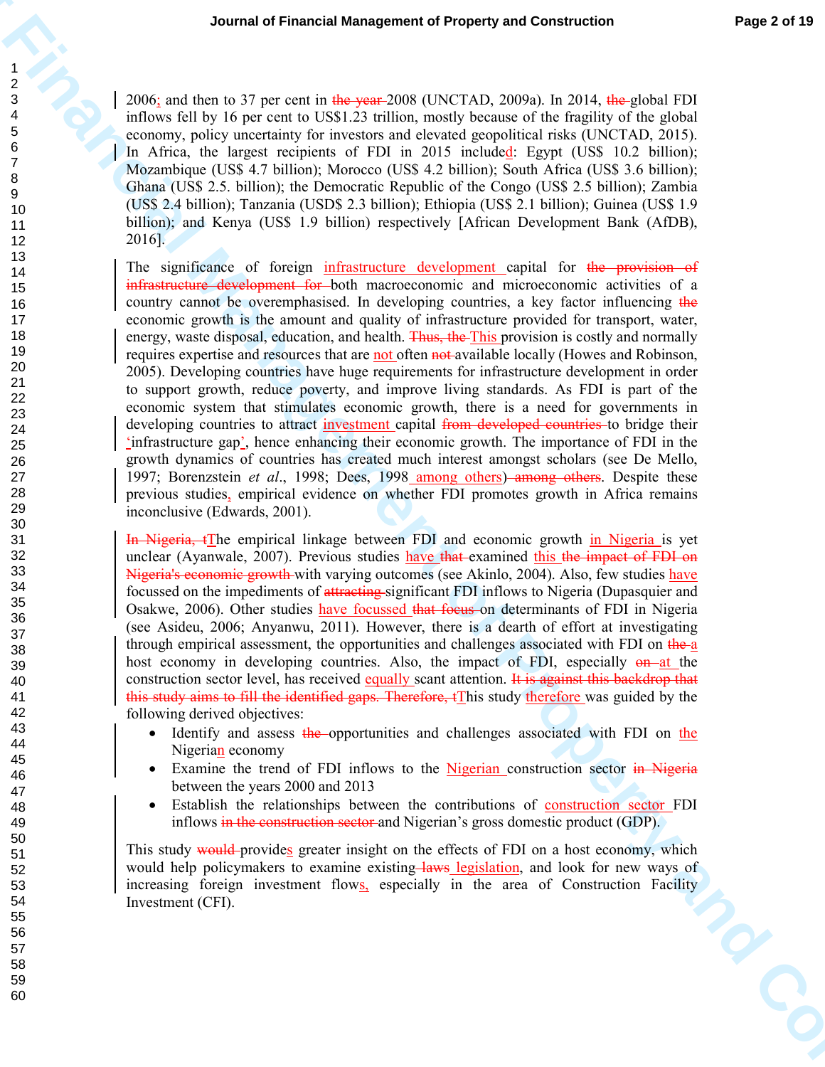2006; and then to 37 per cent in ~~the year~~ 2008 (UNCTAD, 2009a). In 2014, ~~the~~ global FDI inflows fell by 16 per cent to US$1.23 trillion, mostly because of the fragility of the global economy, policy uncertainty for investors and elevated geopolitical risks (UNCTAD, 2015). In Africa, the largest recipients of FDI in 2015 included: Egypt (US$ 10.2 billion); Mozambique (US$ 4.7 billion); Morocco (US$ 4.2 billion); South Africa (US$ 3.6 billion); Ghana (US$ 2.5. billion); the Democratic Republic of the Congo (US$ 2.5 billion); Zambia (US$ 2.4 billion); Tanzania (USD$ 2.3 billion); Ethiopia (US$ 2.1 billion); Guinea (US$ 1.9 billion); and Kenya (US$ 1.9 billion) respectively [African Development Bank (AfDB), 2016].

The significance of foreign infrastructure development capital for ~~the provision of infrastructure development for~~ both macroeconomic and microeconomic activities of a country cannot be overemphasised. In developing countries, a key factor influencing ~~the~~ economic growth is the amount and quality of infrastructure provided for transport, water, energy, waste disposal, education, and health. ~~Thus, the~~ This provision is costly and normally requires expertise and resources that are not often ~~not~~ available locally (Howes and Robinson, 2005). Developing countries have huge requirements for infrastructure development in order to support growth, reduce poverty, and improve living standards. As FDI is part of the economic system that stimulates economic growth, there is a need for governments in developing countries to attract investment capital ~~from developed countries~~ to bridge their 'infrastructure gap', hence enhancing their economic growth. The importance of FDI in the growth dynamics of countries has created much interest amongst scholars (see De Mello, 1997; Borenzstein *et al*., 1998; Dees, 1998 among others) ~~among others~~. Despite these previous studies, empirical evidence on whether FDI promotes growth in Africa remains inconclusive (Edwards, 2001).

~~In Nigeria, t~~The empirical linkage between FDI and economic growth in Nigeria is yet unclear (Ayanwale, 2007). Previous studies have ~~that~~ examined this ~~the impact of FDI on Nigeria's economic growth~~ with varying outcomes (see Akinlo, 2004). Also, few studies have focussed on the impediments of ~~attracting~~ significant FDI inflows to Nigeria (Dupasquier and Osakwe, 2006). Other studies have focussed ~~that focus~~ on determinants of FDI in Nigeria (see Asideu, 2006; Anyanwu, 2011). However, there is a dearth of effort at investigating through empirical assessment, the opportunities and challenges associated with FDI on ~~the~~ a host economy in developing countries. Also, the impact of FDI, especially ~~on~~ at the construction sector level, has received equally scant attention. ~~It is against this backdrop that this study aims to fill the identified gaps. Therefore, t~~This study therefore was guided by the following derived objectives:

- Identify and assess ~~the~~ opportunities and challenges associated with FDI on the Nigerian economy
- Examine the trend of FDI inflows to the Nigerian construction sector ~~in Nigeria~~ between the years 2000 and 2013
- Establish the relationships between the contributions of construction sector FDI inflows ~~in the construction sector~~ and Nigerian's gross domestic product (GDP).

This study ~~would~~ provides greater insight on the effects of FDI on a host economy, which would help policymakers to examine existing ~~laws~~ legislation, and look for new ways of increasing foreign investment flows, especially in the area of Construction Facility Investment (CFI).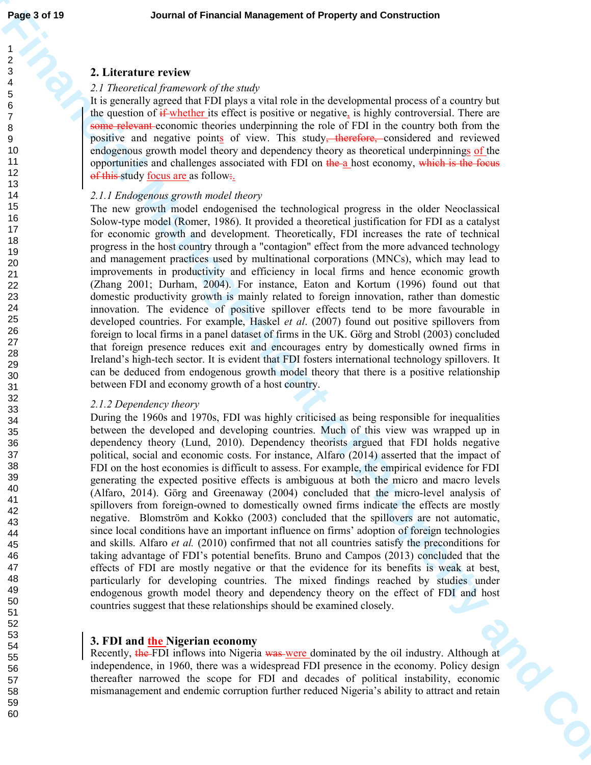## 2. Literature review

### *2.1 Theoretical framework of the study*

It is generally agreed that FDI plays a vital role in the developmental process of a country but the question of ~~if~~ whether its effect is positive or negative, is highly controversial. There are ~~some relevant~~ economic theories underpinning the role of FDI in the country both from the positive and negative points of view. This study~~, therefore,~~ considered and reviewed endogenous growth model theory and dependency theory as theoretical underpinnings of the opportunities and challenges associated with FDI on ~~the~~ a host economy, ~~which is the focus of this~~ study focus are as follow~~:~~.

#### *2.1.1 Endogenous growth model theory*

The new growth model endogenised the technological progress in the older Neoclassical Solow-type model (Romer, 1986). It provided a theoretical justification for FDI as a catalyst for economic growth and development. Theoretically, FDI increases the rate of technical progress in the host country through a "contagion" effect from the more advanced technology and management practices used by multinational corporations (MNCs), which may lead to improvements in productivity and efficiency in local firms and hence economic growth (Zhang 2001; Durham, 2004). For instance, Eaton and Kortum (1996) found out that domestic productivity growth is mainly related to foreign innovation, rather than domestic innovation. The evidence of positive spillover effects tend to be more favourable in developed countries. For example, Haskel *et al*. (2007) found out positive spillovers from foreign to local firms in a panel dataset of firms in the UK. Görg and Strobl (2003) concluded that foreign presence reduces exit and encourages entry by domestically owned firms in Ireland's high-tech sector. It is evident that FDI fosters international technology spillovers. It can be deduced from endogenous growth model theory that there is a positive relationship between FDI and economy growth of a host country.

#### *2.1.2 Dependency theory*

During the 1960s and 1970s, FDI was highly criticised as being responsible for inequalities between the developed and developing countries. Much of this view was wrapped up in dependency theory (Lund, 2010). Dependency theorists argued that FDI holds negative political, social and economic costs. For instance, Alfaro (2014) asserted that the impact of FDI on the host economies is difficult to assess. For example, the empirical evidence for FDI generating the expected positive effects is ambiguous at both the micro and macro levels (Alfaro, 2014). Görg and Greenaway (2004) concluded that the micro-level analysis of spillovers from foreign-owned to domestically owned firms indicate the effects are mostly negative. Blomström and Kokko (2003) concluded that the spillovers are not automatic, since local conditions have an important influence on firms' adoption of foreign technologies and skills. Alfaro *et al.* (2010) confirmed that not all countries satisfy the preconditions for taking advantage of FDI's potential benefits. Bruno and Campos (2013) concluded that the effects of FDI are mostly negative or that the evidence for its benefits is weak at best, particularly for developing countries. The mixed findings reached by studies under endogenous growth model theory and dependency theory on the effect of FDI and host countries suggest that these relationships should be examined closely.

## 3. FDI and the Nigerian economy

Recently, ~~the~~ FDI inflows into Nigeria ~~was~~ were dominated by the oil industry. Although at independence, in 1960, there was a widespread FDI presence in the economy. Policy design thereafter narrowed the scope for FDI and decades of political instability, economic mismanagement and endemic corruption further reduced Nigeria's ability to attract and retain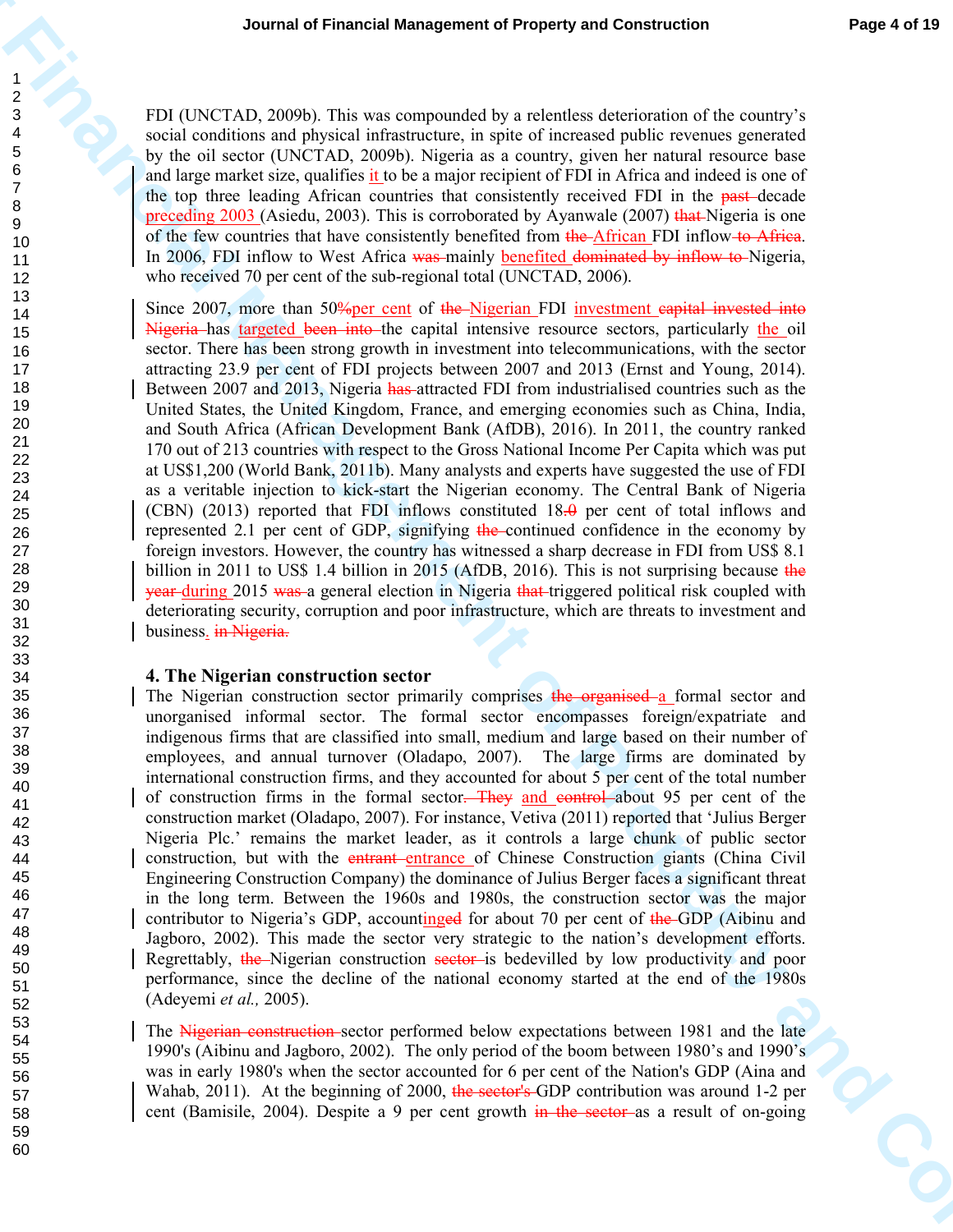FDI (UNCTAD, 2009b). This was compounded by a relentless deterioration of the country's social conditions and physical infrastructure, in spite of increased public revenues generated by the oil sector (UNCTAD, 2009b). Nigeria as a country, given her natural resource base and large market size, qualifies it to be a major recipient of FDI in Africa and indeed is one of the top three leading African countries that consistently received FDI in the decade preceding 2003 (Asiedu, 2003). This is corroborated by Ayanwale (2007) Nigeria is one of the few countries that have consistently benefited from African FDI inflow. In 2006, FDI inflow to West Africa mainly benefited Nigeria, who received 70 per cent of the sub-regional total (UNCTAD, 2006).

Since 2007, more than 50 per cent of Nigerian FDI investment has targeted the capital intensive resource sectors, particularly the oil sector. There has been strong growth in investment into telecommunications, with the sector attracting 23.9 per cent of FDI projects between 2007 and 2013 (Ernst and Young, 2014). Between 2007 and 2013, Nigeria attracted FDI from industrialised countries such as the United States, the United Kingdom, France, and emerging economies such as China, India, and South Africa (African Development Bank (AfDB), 2016). In 2011, the country ranked 170 out of 213 countries with respect to the Gross National Income Per Capita which was put at US$1,200 (World Bank, 2011b). Many analysts and experts have suggested the use of FDI as a veritable injection to kick-start the Nigerian economy. The Central Bank of Nigeria (CBN) (2013) reported that FDI inflows constituted 18. per cent of total inflows and represented 2.1 per cent of GDP, signifying continued confidence in the economy by foreign investors. However, the country has witnessed a sharp decrease in FDI from US$ 8.1 billion in 2011 to US$ 1.4 billion in 2015 (AfDB, 2016). This is not surprising because during 2015 a general election in Nigeria triggered political risk coupled with deteriorating security, corruption and poor infrastructure, which are threats to investment and business.

## 4. The Nigerian construction sector

The Nigerian construction sector primarily comprises a formal sector and unorganised informal sector. The formal sector encompasses foreign/expatriate and indigenous firms that are classified into small, medium and large based on their number of employees, and annual turnover (Oladapo, 2007). The large firms are dominated by international construction firms, and they accounted for about 5 per cent of the total number of construction firms in the formal sector and about 95 per cent of the construction market (Oladapo, 2007). For instance, Vetiva (2011) reported that 'Julius Berger Nigeria Plc.' remains the market leader, as it controls a large chunk of public sector construction, but with the entrance of Chinese Construction giants (China Civil Engineering Construction Company) the dominance of Julius Berger faces a significant threat in the long term. Between the 1960s and 1980s, the construction sector was the major contributor to Nigeria's GDP, accounting for about 70 per cent of GDP (Aibinu and Jagboro, 2002). This made the sector very strategic to the nation's development efforts. Regrettably, Nigerian construction is bedevilled by low productivity and poor performance, since the decline of the national economy started at the end of the 1980s (Adeyemi *et al.,* 2005).

The sector performed below expectations between 1981 and the late 1990's (Aibinu and Jagboro, 2002). The only period of the boom between 1980's and 1990's was in early 1980's when the sector accounted for 6 per cent of the Nation's GDP (Aina and Wahab, 2011). At the beginning of 2000, GDP contribution was around 1-2 per cent (Bamisile, 2004). Despite a 9 per cent growth as a result of on-going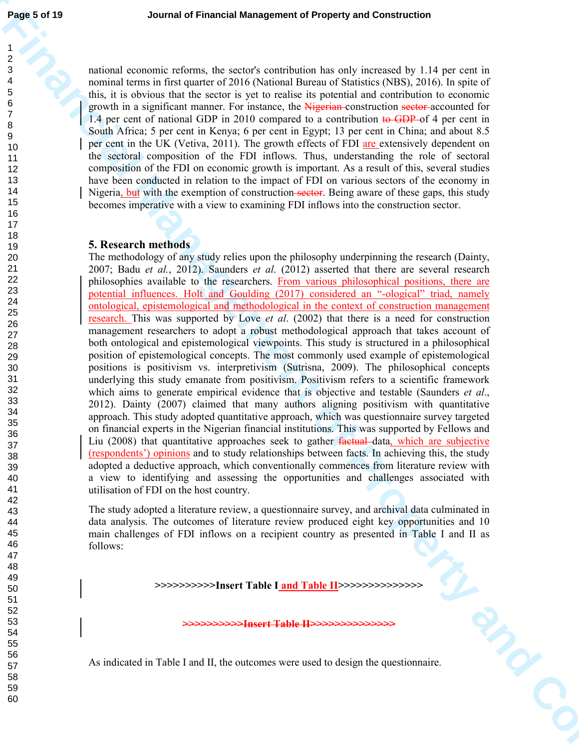national economic reforms, the sector's contribution has only increased by 1.14 per cent in nominal terms in first quarter of 2016 (National Bureau of Statistics (NBS), 2016). In spite of this, it is obvious that the sector is yet to realise its potential and contribution to economic growth in a significant manner. For instance, the ~~Nigerian~~ construction ~~sector~~ accounted for 1.4 per cent of national GDP in 2010 compared to a contribution ~~to GDP~~ of 4 per cent in South Africa; 5 per cent in Kenya; 6 per cent in Egypt; 13 per cent in China; and about 8.5 per cent in the UK (Vetiva, 2011). The growth effects of FDI are extensively dependent on the sectoral composition of the FDI inflows. Thus, understanding the role of sectoral composition of the FDI on economic growth is important. As a result of this, several studies have been conducted in relation to the impact of FDI on various sectors of the economy in Nigeria, but with the exemption of construction ~~sector~~. Being aware of these gaps, this study becomes imperative with a view to examining FDI inflows into the construction sector.

## 5. Research methods

The methodology of any study relies upon the philosophy underpinning the research (Dainty, 2007; Badu *et al.*, 2012). Saunders *et al.* (2012) asserted that there are several research philosophies available to the researchers. From various philosophical positions, there are potential influences. Holt and Goulding (2017) considered an "-ological" triad, namely ontological, epistemological and methodological in the context of construction management research. This was supported by Love *et al.* (2002) that there is a need for construction management researchers to adopt a robust methodological approach that takes account of both ontological and epistemological viewpoints. This study is structured in a philosophical position of epistemological concepts. The most commonly used example of epistemological positions is positivism vs. interpretivism (Sutrisna, 2009). The philosophical concepts underlying this study emanate from positivism. Positivism refers to a scientific framework which aims to generate empirical evidence that is objective and testable (Saunders *et al.*, 2012). Dainty (2007) claimed that many authors aligning positivism with quantitative approach. This study adopted quantitative approach, which was questionnaire survey targeted on financial experts in the Nigerian financial institutions. This was supported by Fellows and Liu (2008) that quantitative approaches seek to gather ~~factual~~ data, which are subjective (respondents') opinions and to study relationships between facts. In achieving this, the study adopted a deductive approach, which conventionally commences from literature review with a view to identifying and assessing the opportunities and challenges associated with utilisation of FDI on the host country.

The study adopted a literature review, a questionnaire survey, and archival data culminated in data analysis. The outcomes of literature review produced eight key opportunities and 10 main challenges of FDI inflows on a recipient country as presented in Table I and II as follows:

**>>>>>>>>>>Insert Table I and Table II>>>>>>>>>>>>>>**

~~**>>>>>>>>>>Insert Table II>>>>>>>>>>>>>>**~~

As indicated in Table I and II, the outcomes were used to design the questionnaire.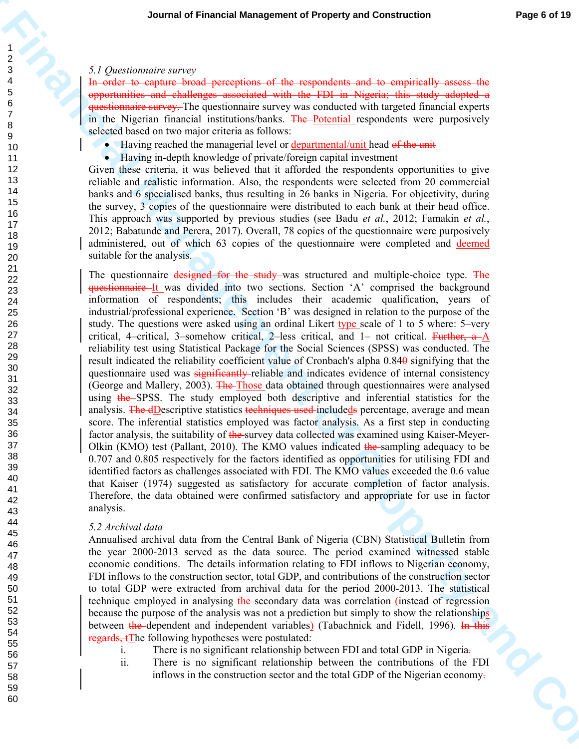*5.1 Questionnaire survey*

~~In order to capture broad perceptions of the respondents and to empirically assess the opportunities and challenges associated with the FDI in Nigeria; this study adopted a questionnaire survey.~~ The questionnaire survey was conducted with targeted financial experts in the Nigerian financial institutions/banks. ~~The~~ Potential respondents were purposively selected based on two major criteria as follows:

- Having reached the managerial level or departmental/unit head ~~of the unit~~
- Having in-depth knowledge of private/foreign capital investment

Given these criteria, it was believed that it afforded the respondents opportunities to give reliable and realistic information. Also, the respondents were selected from 20 commercial banks and 6 specialised banks, thus resulting in 26 banks in Nigeria. For objectivity, during the survey, 3 copies of the questionnaire were distributed to each bank at their head office. This approach was supported by previous studies (see Badu *et al.*, 2012; Famakin *et al.*, 2012; Babatunde and Perera, 2017). Overall, 78 copies of the questionnaire were purposively administered, out of which 63 copies of the questionnaire were completed and deemed suitable for the analysis.

The questionnaire ~~designed for the study~~ was structured and multiple-choice type. ~~The questionnaire~~ It was divided into two sections. Section 'A' comprised the background information of respondents; this includes their academic qualification, years of industrial/professional experience. Section 'B' was designed in relation to the purpose of the study. The questions were asked using an ordinal Likert type scale of 1 to 5 where: 5–very critical, 4–critical, 3–somehow critical, 2–less critical, and 1– not critical. ~~Further, a~~ A reliability test using Statistical Package for the Social Sciences (SPSS) was conducted. The result indicated the reliability coefficient value of Cronbach's alpha 0.84~~0~~ signifying that the questionnaire used was ~~significantly~~ reliable and indicates evidence of internal consistency (George and Mallery, 2003). ~~The~~ Those data obtained through questionnaires were analysed using ~~the~~ SPSS. The study employed both descriptive and inferential statistics for the analysis. ~~The d~~Descriptive statistics ~~techniques used~~ include~~d~~s percentage, average and mean score. The inferential statistics employed was factor analysis. As a first step in conducting factor analysis, the suitability of ~~the~~ survey data collected was examined using Kaiser-Meyer-Olkin (KMO) test (Pallant, 2010). The KMO values indicated ~~the~~ sampling adequacy to be 0.707 and 0.805 respectively for the factors identified as opportunities for utilising FDI and identified factors as challenges associated with FDI. The KMO values exceeded the 0.6 value that Kaiser (1974) suggested as satisfactory for accurate completion of factor analysis. Therefore, the data obtained were confirmed satisfactory and appropriate for use in factor analysis.

*5.2 Archival data*

Annualised archival data from the Central Bank of Nigeria (CBN) Statistical Bulletin from the year 2000-2013 served as the data source. The period examined witnessed stable economic conditions. The details information relating to FDI inflows to Nigerian economy, FDI inflows to the construction sector, total GDP, and contributions of the construction sector to total GDP were extracted from archival data for the period 2000-2013. The statistical technique employed in analysing ~~the~~ secondary data was correlation (instead of regression because the purpose of the analysis was not a prediction but simply to show the relationships between ~~the~~ dependent and independent variables) (Tabachnick and Fidell, 1996). ~~In this regards, t~~The following hypotheses were postulated:

i. There is no significant relationship between FDI and total GDP in Nigeria~~.~~
ii. There is no significant relationship between the contributions of the FDI inflows in the construction sector and the total GDP of the Nigerian economy~~.~~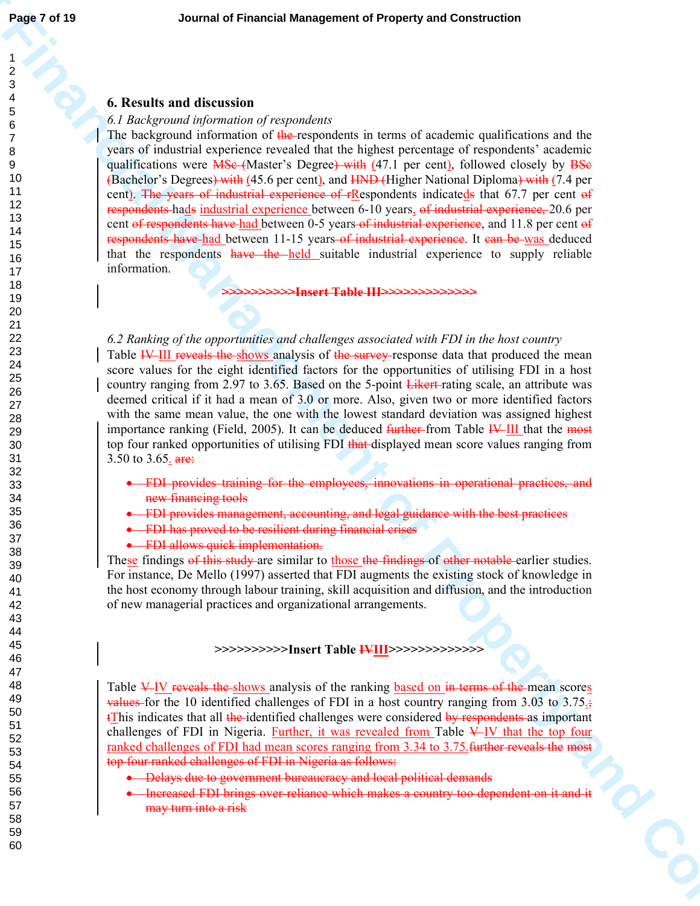## 6. Results and discussion

### *6.1 Background information of respondents*

The background information of ~~the~~ respondents in terms of academic qualifications and the years of industrial experience revealed that the highest percentage of respondents' academic qualifications were ~~MSc (~~Master's Degree~~) with~~ (47.1 per cent), followed closely by ~~BSc (~~Bachelor's Degrees~~) with~~ (45.6 per cent), and ~~HND (~~Higher National Diploma~~) with~~ (7.4 per cent). ~~The years of industrial experience of r~~Respondents indicate~~s~~d that 67.7 per cent ~~of respondents~~ ha~~s~~d industrial experience between 6-10 years, ~~of industrial experience,~~ 20.6 per cent ~~of respondents have~~ had between 0-5 years ~~of industrial experience~~, and 11.8 per cent ~~of respondents have~~ had between 11-15 years ~~of industrial experience~~. It ~~can be~~ was deduced that the respondents ~~have the~~ held suitable industrial experience to supply reliable information.

~~>>>>>>>>>>Insert Table III>>>>>>>>>>>>>~~

### *6.2 Ranking of the opportunities and challenges associated with FDI in the host country*

Table ~~IV~~ III ~~reveals the~~ shows analysis of ~~the survey~~ response data that produced the mean score values for the eight identified factors for the opportunities of utilising FDI in a host country ranging from 2.97 to 3.65. Based on the 5-point ~~Likert~~ rating scale, an attribute was deemed critical if it had a mean of 3.0 or more. Also, given two or more identified factors with the same mean value, the one with the lowest standard deviation was assigned highest importance ranking (Field, 2005). It can be deduced ~~further~~ from Table ~~IV~~ III that the ~~most~~ top four ranked opportunities of utilising FDI ~~that~~ displayed mean score values ranging from 3.50 to 3.65. ~~are:~~

- ~~FDI provides training for the employees, innovations in operational practices, and new financing tools~~
- ~~FDI provides management, accounting, and legal guidance with the best practices~~
- ~~FDI has proved to be resilient during financial crises~~
- ~~FDI allows quick implementation.~~

These findings ~~of this study~~ are similar to those ~~the findings~~ of ~~other notable~~ earlier studies. For instance, De Mello (1997) asserted that FDI augments the existing stock of knowledge in the host economy through labour training, skill acquisition and diffusion, and the introduction of new managerial practices and organizational arrangements.

>>>>>>>>>>**Insert Table ~~IV~~III**>>>>>>>>>>>>>

Table ~~V~~ IV ~~reveals the~~ shows analysis of the ranking based on ~~in terms of the~~ mean scores ~~values~~ for the 10 identified challenges of FDI in a host country ranging from 3.03 to 3.75.~~; t~~This indicates that all ~~the~~ identified challenges were considered ~~by respondents~~ as important challenges of FDI in Nigeria. Further, it was revealed from Table ~~V~~ IV that the top four ranked challenges of FDI had mean scores ranging from 3.34 to 3.75. ~~further reveals the most top four ranked challenges of FDI in Nigeria as follows:~~

- ~~Delays due to government bureaucracy and local political demands~~
- ~~Increased FDI brings over-reliance which makes a country too dependent on it and it may turn into a risk~~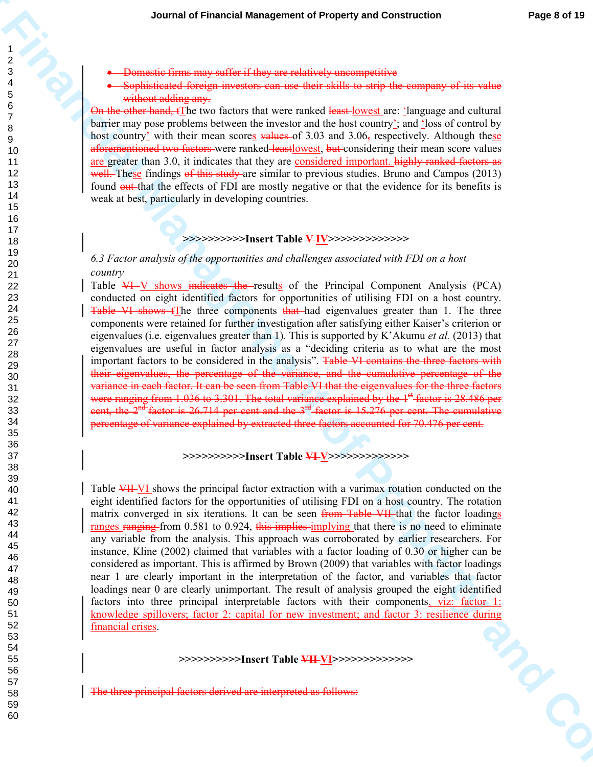- ~~Domestic firms may suffer if they are relatively uncompetitive~~
- ~~Sophisticated foreign investors can use their skills to strip the company of its value without adding any.~~

~~On the other hand, t~~The two factors that were ranked ~~least~~ lowest are: 'language and cultural barrier may pose problems between the investor and the host country'; and 'loss of control by host country' with their mean scores ~~values~~ of 3.03 and 3.06~~,~~ respectively. Although these ~~aforementioned two factors~~ were ranked ~~least~~lowest, ~~but~~ considering their mean score values are greater than 3.0, it indicates that they are considered important. ~~highly ranked factors as well.~~ These findings ~~of this study~~ are similar to previous studies. Bruno and Campos (2013) found ~~out~~ that the effects of FDI are mostly negative or that the evidence for its benefits is weak at best, particularly in developing countries.

**>>>>>>>>>>Insert Table ~~V~~ IV>>>>>>>>>>>>>**

### *6.3 Factor analysis of the opportunities and challenges associated with FDI on a host country*

Table ~~VI~~ V shows ~~indicates the~~ results of the Principal Component Analysis (PCA) conducted on eight identified factors for opportunities of utilising FDI on a host country. ~~Table VI shows t~~The three components ~~that~~ had eigenvalues greater than 1. The three components were retained for further investigation after satisfying either Kaiser's criterion or eigenvalues (i.e. eigenvalues greater than 1). This is supported by K'Akumu *et al.* (2013) that eigenvalues are useful in factor analysis as a "deciding criteria as to what are the most important factors to be considered in the analysis". ~~Table VI contains the three factors with their eigenvalues, the percentage of the variance, and the cumulative percentage of the variance in each factor. It can be seen from Table VI that the eigenvalues for the three factors were ranging from 1.036 to 3.301. The total variance explained by the 1st factor is 28.486 per cent, the 2nd factor is 26.714 per cent and the 3rd factor is 15.276 per cent. The cumulative percentage of variance explained by extracted three factors accounted for 70.476 per cent.~~

**>>>>>>>>>>Insert Table ~~VI~~ V>>>>>>>>>>>>>**

Table ~~VII~~ VI shows the principal factor extraction with a varimax rotation conducted on the eight identified factors for the opportunities of utilising FDI on a host country. The rotation matrix converged in six iterations. It can be seen ~~from Table VII~~ that the factor loadings ranges ~~ranging~~ from 0.581 to 0.924, ~~this implies~~ implying that there is no need to eliminate any variable from the analysis. This approach was corroborated by earlier researchers. For instance, Kline (2002) claimed that variables with a factor loading of 0.30 or higher can be considered as important. This is affirmed by Brown (2009) that variables with factor loadings near 1 are clearly important in the interpretation of the factor, and variables that factor loadings near 0 are clearly unimportant. The result of analysis grouped the eight identified factors into three principal interpretable factors with their components, viz: factor 1: knowledge spillovers; factor 2: capital for new investment; and factor 3: resilience during financial crises.

**>>>>>>>>>>Insert Table ~~VII~~ VI>>>>>>>>>>>>>**

~~The three principal factors derived are interpreted as follows:~~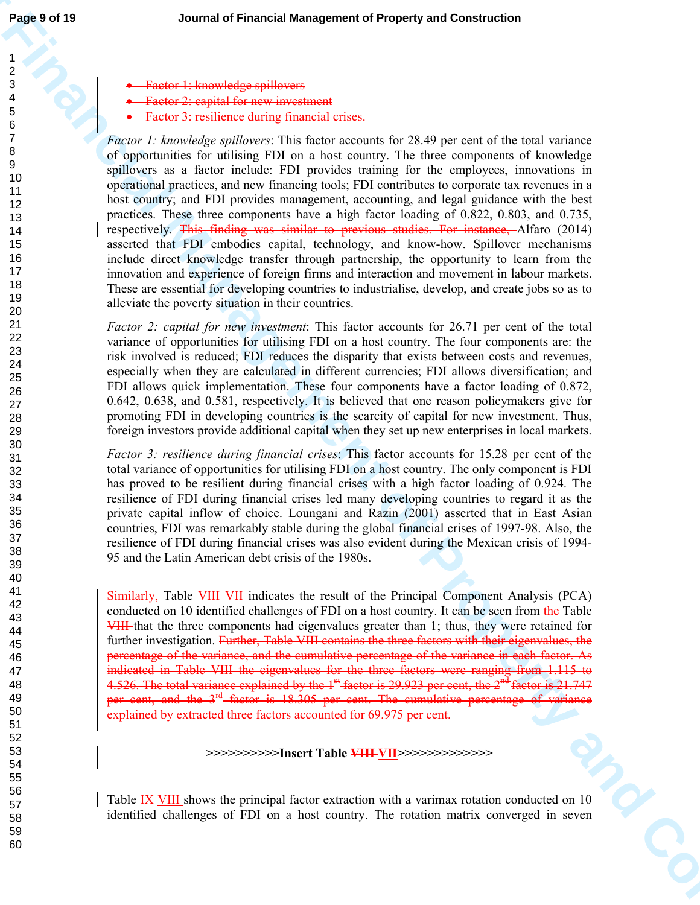- ~~Factor 1: knowledge spillovers~~
- ~~Factor 2: capital for new investment~~
- ~~Factor 3: resilience during financial crises.~~

*Factor 1: knowledge spillovers*: This factor accounts for 28.49 per cent of the total variance of opportunities for utilising FDI on a host country. The three components of knowledge spillovers as a factor include: FDI provides training for the employees, innovations in operational practices, and new financing tools; FDI contributes to corporate tax revenues in a host country; and FDI provides management, accounting, and legal guidance with the best practices. These three components have a high factor loading of 0.822, 0.803, and 0.735, respectively. ~~This finding was similar to previous studies. For instance,~~ Alfaro (2014) asserted that FDI embodies capital, technology, and know-how. Spillover mechanisms include direct knowledge transfer through partnership, the opportunity to learn from the innovation and experience of foreign firms and interaction and movement in labour markets. These are essential for developing countries to industrialise, develop, and create jobs so as to alleviate the poverty situation in their countries.

*Factor 2: capital for new investment*: This factor accounts for 26.71 per cent of the total variance of opportunities for utilising FDI on a host country. The four components are: the risk involved is reduced; FDI reduces the disparity that exists between costs and revenues, especially when they are calculated in different currencies; FDI allows diversification; and FDI allows quick implementation. These four components have a factor loading of 0.872, 0.642, 0.638, and 0.581, respectively. It is believed that one reason policymakers give for promoting FDI in developing countries is the scarcity of capital for new investment. Thus, foreign investors provide additional capital when they set up new enterprises in local markets.

*Factor 3: resilience during financial crises*: This factor accounts for 15.28 per cent of the total variance of opportunities for utilising FDI on a host country. The only component is FDI has proved to be resilient during financial crises with a high factor loading of 0.924. The resilience of FDI during financial crises led many developing countries to regard it as the private capital inflow of choice. Loungani and Razin (2001) asserted that in East Asian countries, FDI was remarkably stable during the global financial crises of 1997-98. Also, the resilience of FDI during financial crises was also evident during the Mexican crisis of 1994-95 and the Latin American debt crisis of the 1980s.

~~Similarly,~~ Table ~~VIII~~ VII indicates the result of the Principal Component Analysis (PCA) conducted on 10 identified challenges of FDI on a host country. It can be seen from the Table ~~VIII~~ that the three components had eigenvalues greater than 1; thus, they were retained for further investigation. ~~Further, Table VIII contains the three factors with their eigenvalues, the percentage of the variance, and the cumulative percentage of the variance in each factor. As indicated in Table VIII the eigenvalues for the three factors were ranging from 1.115 to 4.526. The total variance explained by the 1st factor is 29.923 per cent, the 2nd factor is 21.747 per cent, and the 3rd factor is 18.305 per cent. The cumulative percentage of variance explained by extracted three factors accounted for 69.975 per cent.~~

**>>>>>>>>>>Insert Table ~~VIII~~ VII>>>>>>>>>>>>>**

Table ~~IX~~ VIII shows the principal factor extraction with a varimax rotation conducted on 10 identified challenges of FDI on a host country. The rotation matrix converged in seven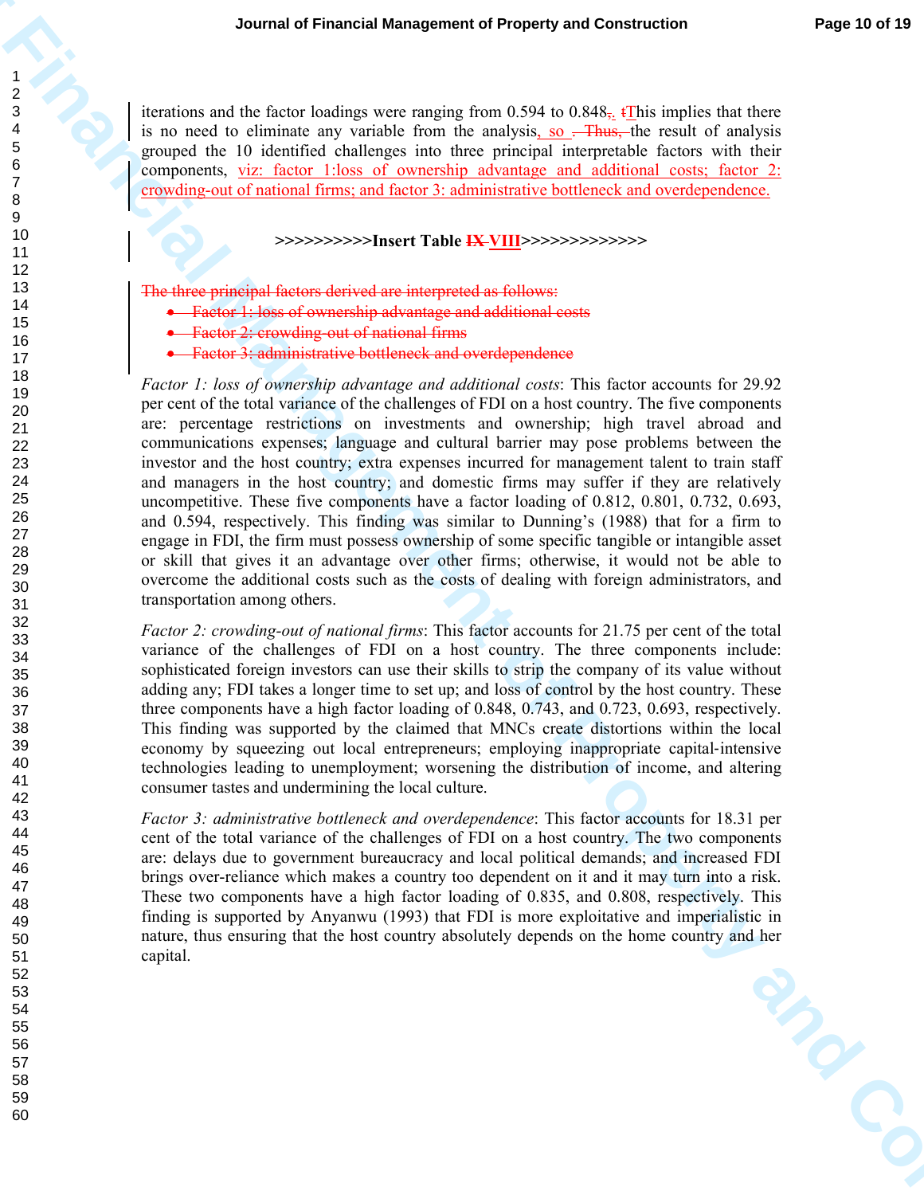iterations and the factor loadings were ranging from 0.594 to 0.848~~,~~. ~~t~~This implies that there is no need to eliminate any variable from the analysis, so ~~. Thus,~~ the result of analysis grouped the 10 identified challenges into three principal interpretable factors with their components, viz: factor 1:loss of ownership advantage and additional costs; factor 2: crowding-out of national firms; and factor 3: administrative bottleneck and overdependence.

**>>>>>>>>>>Insert Table ~~IX~~ VIII>>>>>>>>>>>>>**

~~The three principal factors derived are interpreted as follows:~~

- ~~Factor 1: loss of ownership advantage and additional costs~~
- ~~Factor 2: crowding-out of national firms~~
- ~~Factor 3: administrative bottleneck and overdependence~~

*Factor 1: loss of ownership advantage and additional costs*: This factor accounts for 29.92 per cent of the total variance of the challenges of FDI on a host country. The five components are: percentage restrictions on investments and ownership; high travel abroad and communications expenses; language and cultural barrier may pose problems between the investor and the host country; extra expenses incurred for management talent to train staff and managers in the host country; and domestic firms may suffer if they are relatively uncompetitive. These five components have a factor loading of 0.812, 0.801, 0.732, 0.693, and 0.594, respectively. This finding was similar to Dunning's (1988) that for a firm to engage in FDI, the firm must possess ownership of some specific tangible or intangible asset or skill that gives it an advantage over other firms; otherwise, it would not be able to overcome the additional costs such as the costs of dealing with foreign administrators, and transportation among others.

*Factor 2: crowding-out of national firms*: This factor accounts for 21.75 per cent of the total variance of the challenges of FDI on a host country. The three components include: sophisticated foreign investors can use their skills to strip the company of its value without adding any; FDI takes a longer time to set up; and loss of control by the host country. These three components have a high factor loading of 0.848, 0.743, and 0.723, 0.693, respectively. This finding was supported by the claimed that MNCs create distortions within the local economy by squeezing out local entrepreneurs; employing inappropriate capital-intensive technologies leading to unemployment; worsening the distribution of income, and altering consumer tastes and undermining the local culture.

*Factor 3: administrative bottleneck and overdependence*: This factor accounts for 18.31 per cent of the total variance of the challenges of FDI on a host country. The two components are: delays due to government bureaucracy and local political demands; and increased FDI brings over-reliance which makes a country too dependent on it and it may turn into a risk. These two components have a high factor loading of 0.835, and 0.808, respectively. This finding is supported by Anyanwu (1993) that FDI is more exploitative and imperialistic in nature, thus ensuring that the host country absolutely depends on the home country and her capital.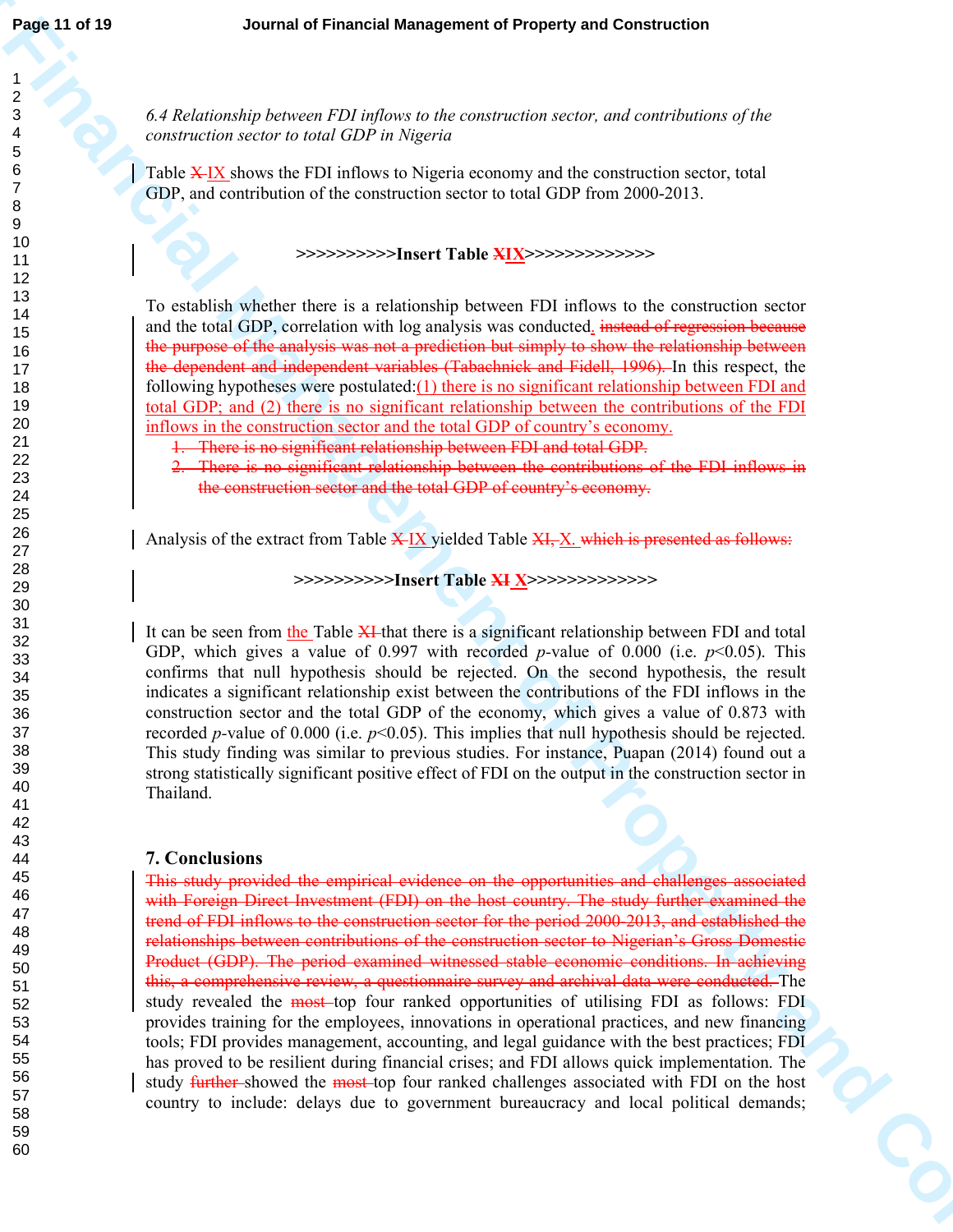*6.4 Relationship between FDI inflows to the construction sector, and contributions of the construction sector to total GDP in Nigeria*

Table ~~X~~ IX shows the FDI inflows to Nigeria economy and the construction sector, total GDP, and contribution of the construction sector to total GDP from 2000-2013.

**>>>>>>>>>>Insert Table ~~X~~IX>>>>>>>>>>>>>**

To establish whether there is a relationship between FDI inflows to the construction sector and the total GDP, correlation with log analysis was conducted. ~~instead of regression because the purpose of the analysis was not a prediction but simply to show the relationship between the dependent and independent variables (Tabachnick and Fidell, 1996).~~ In this respect, the following hypotheses were postulated: (1) there is no significant relationship between FDI and total GDP; and (2) there is no significant relationship between the contributions of the FDI inflows in the construction sector and the total GDP of country's economy.

1. ~~There is no significant relationship between FDI and total GDP.~~
2. ~~There is no significant relationship between the contributions of the FDI inflows in the construction sector and the total GDP of country's economy.~~

Analysis of the extract from Table ~~X~~ IX yielded Table ~~XI,~~ X. ~~which is presented as follows:~~

**>>>>>>>>>>Insert Table ~~XI~~ X>>>>>>>>>>>>>**

It can be seen from the Table ~~XI~~ that there is a significant relationship between FDI and total GDP, which gives a value of 0.997 with recorded *p*-value of 0.000 (i.e. $p<0.05$). This confirms that null hypothesis should be rejected. On the second hypothesis, the result indicates a significant relationship exist between the contributions of the FDI inflows in the construction sector and the total GDP of the economy, which gives a value of 0.873 with recorded *p*-value of 0.000 (i.e. $p<0.05$). This implies that null hypothesis should be rejected. This study finding was similar to previous studies. For instance, Puapan (2014) found out a strong statistically significant positive effect of FDI on the output in the construction sector in Thailand.

## 7. Conclusions

~~This study provided the empirical evidence on the opportunities and challenges associated with Foreign Direct Investment (FDI) on the host country. The study further examined the trend of FDI inflows to the construction sector for the period 2000-2013, and established the relationships between contributions of the construction sector to Nigerian's Gross Domestic Product (GDP). The period examined witnessed stable economic conditions. In achieving this, a comprehensive review, a questionnaire survey and archival data were conducted.~~ The study revealed the ~~most~~ top four ranked opportunities of utilising FDI as follows: FDI provides training for the employees, innovations in operational practices, and new financing tools; FDI provides management, accounting, and legal guidance with the best practices; FDI has proved to be resilient during financial crises; and FDI allows quick implementation. The study ~~further~~ showed the ~~most~~ top four ranked challenges associated with FDI on the host country to include: delays due to government bureaucracy and local political demands;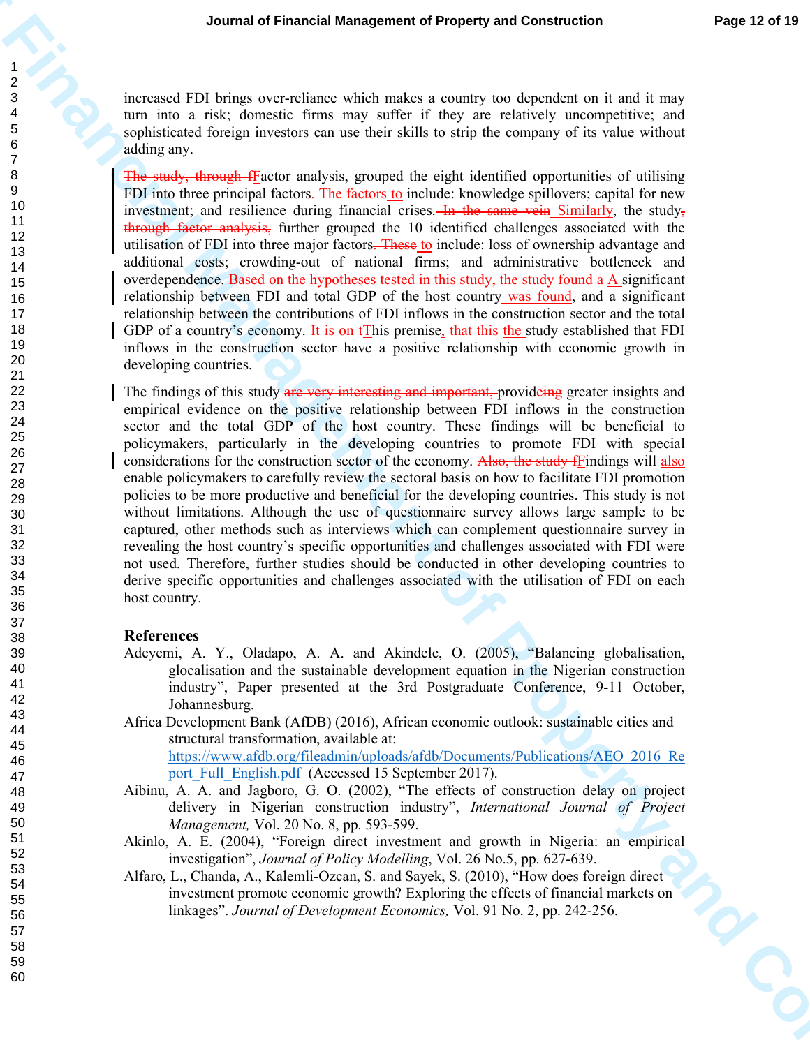increased FDI brings over-reliance which makes a country too dependent on it and it may turn into a risk; domestic firms may suffer if they are relatively uncompetitive; and sophisticated foreign investors can use their skills to strip the company of its value without adding any.

~~The study, through f~~Factor analysis, grouped the eight identified opportunities of utilising FDI into three principal factors~~. The factors~~ to include: knowledge spillovers; capital for new investment; and resilience during financial crises.~~ In the same vein~~ Similarly, the study~~,~~ ~~through factor analysis,~~ further grouped the 10 identified challenges associated with the utilisation of FDI into three major factors~~. These~~ to include: loss of ownership advantage and additional costs; crowding-out of national firms; and administrative bottleneck and overdependence. ~~Based on the hypotheses tested in this study, the study found a~~ A significant relationship between FDI and total GDP of the host country was found, and a significant relationship between the contributions of FDI inflows in the construction sector and the total GDP of a country's economy. ~~It is on t~~This premise, ~~that this~~ the study established that FDI inflows in the construction sector have a positive relationship with economic growth in developing countries.

The findings of this study ~~are very interesting and important,~~ provid~~e~~ing greater insights and empirical evidence on the positive relationship between FDI inflows in the construction sector and the total GDP of the host country. These findings will be beneficial to policymakers, particularly in the developing countries to promote FDI with special considerations for the construction sector of the economy. ~~Also, the study f~~Findings will also enable policymakers to carefully review the sectoral basis on how to facilitate FDI promotion policies to be more productive and beneficial for the developing countries. This study is not without limitations. Although the use of questionnaire survey allows large sample to be captured, other methods such as interviews which can complement questionnaire survey in revealing the host country's specific opportunities and challenges associated with FDI were not used. Therefore, further studies should be conducted in other developing countries to derive specific opportunities and challenges associated with the utilisation of FDI on each host country.

## References

Adeyemi, A. Y., Oladapo, A. A. and Akindele, O. (2005), "Balancing globalisation, glocalisation and the sustainable development equation in the Nigerian construction industry", Paper presented at the 3rd Postgraduate Conference, 9-11 October, Johannesburg.

Africa Development Bank (AfDB) (2016), African economic outlook: sustainable cities and structural transformation, available at: https://www.afdb.org/fileadmin/uploads/afdb/Documents/Publications/AEO_2016_Report_Full_English.pdf (Accessed 15 September 2017).

Aibinu, A. A. and Jagboro, G. O. (2002), "The effects of construction delay on project delivery in Nigerian construction industry", *International Journal of Project Management,* Vol. 20 No. 8, pp. 593-599.

Akinlo, A. E. (2004), "Foreign direct investment and growth in Nigeria: an empirical investigation", *Journal of Policy Modelling*, Vol. 26 No.5, pp. 627-639.

Alfaro, L., Chanda, A., Kalemli-Ozcan, S. and Sayek, S. (2010), "How does foreign direct investment promote economic growth? Exploring the effects of financial markets on linkages". *Journal of Development Economics,* Vol. 91 No. 2, pp. 242-256.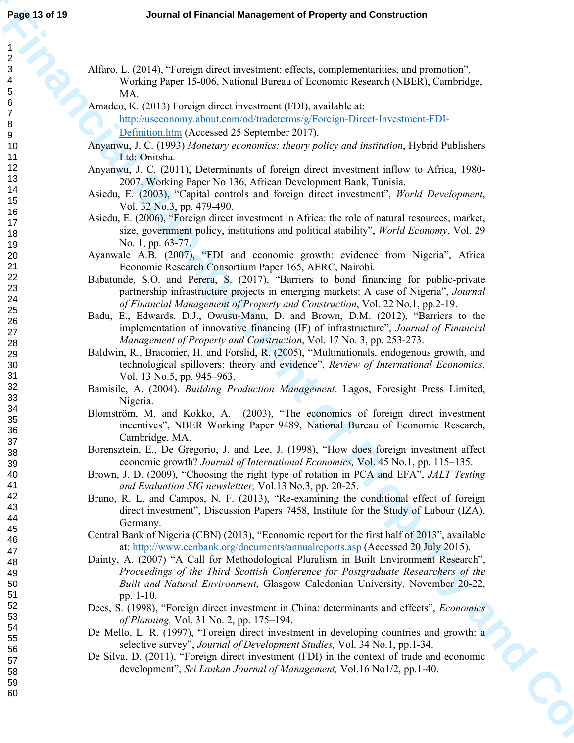Alfaro, L. (2014), “Foreign direct investment: effects, complementarities, and promotion”, Working Paper 15-006, National Bureau of Economic Research (NBER), Cambridge, MA.

Amadeo, K. (2013) Foreign direct investment (FDI), available at: http://useconomy.about.com/od/tradeterms/g/Foreign-Direct-Investment-FDI-Definition.htm (Accessed 25 September 2017).

Anyanwu, J. C. (1993) *Monetary economics: theory policy and institution*, Hybrid Publishers Ltd: Onitsha.

Anyanwu, J. C. (2011), Determinants of foreign direct investment inflow to Africa, 1980-2007. Working Paper No 136, African Development Bank, Tunisia.

Asiedu, E. (2003), “Capital controls and foreign direct investment”, *World Development*, Vol. 32 No.3, pp. 479-490.

Asiedu, E. (2006), “Foreign direct investment in Africa: the role of natural resources, market, size, government policy, institutions and political stability”, *World Economy*, Vol. 29 No. 1, pp. 63-77.

Ayanwale A.B. (2007), “FDI and economic growth: evidence from Nigeria”, Africa Economic Research Consortium Paper 165, AERC, Nairobi.

Babatunde, S.O. and Perera, S. (2017), “Barriers to bond financing for public-private partnership infrastructure projects in emerging markets: A case of Nigeria”, *Journal of Financial Management of Property and Construction*, Vol. 22 No.1, pp.2-19.

Badu, E., Edwards, D.J., Owusu-Manu, D. and Brown, D.M. (2012), “Barriers to the implementation of innovative financing (IF) of infrastructure”, *Journal of Financial Management of Property and Construction*, Vol. 17 No. 3, pp. 253-273.

Baldwin, R., Braconier, H. and Forslid, R. (2005), “Multinationals, endogenous growth, and technological spillovers: theory and evidence”, *Review of International Economics,* Vol. 13 No.5, pp. 945–963.

Bamisile, A. (2004). *Building Production Management*. Lagos, Foresight Press Limited, Nigeria.

Blomström, M. and Kokko, A. (2003), “The economics of foreign direct investment incentives”, NBER Working Paper 9489, National Bureau of Economic Research, Cambridge, MA.

Borensztein, E., De Gregorio, J. and Lee, J. (1998), “How does foreign investment affect economic growth? *Journal of International Economics,* Vol. 45 No.1, pp. 115–135.

Brown, J. D. (2009), “Choosing the right type of rotation in PCA and EFA”, *JALT Testing and Evaluation SIG newslettter,* Vol.13 No.3, pp. 20-25.

Bruno, R. L. and Campos, N. F. (2013), “Re-examining the conditional effect of foreign direct investment”, Discussion Papers 7458, Institute for the Study of Labour (IZA), Germany.

Central Bank of Nigeria (CBN) (2013), “Economic report for the first half of 2013”, available at: http://www.cenbank.org/documents/annualreports.asp (Accessed 20 July 2015).

Dainty, A. (2007) “A Call for Methodological Pluralism in Built Environment Research”, *Proceedings of the Third Scottish Conference for Postgraduate Researchers of the Built and Natural Environment*, Glasgow Caledonian University, November 20-22, pp. 1-10.

Dees, S. (1998), “Foreign direct investment in China: determinants and effects”, *Economics of Planning,* Vol. 31 No. 2, pp. 175–194.

De Mello, L. R. (1997), “Foreign direct investment in developing countries and growth: a selective survey”, *Journal of Development Studies,* Vol. 34 No.1, pp.1-34.

De Silva, D. (2011), “Foreign direct investment (FDI) in the context of trade and economic development”, *Sri Lankan Journal of Management,* Vol.16 No1/2, pp.1-40.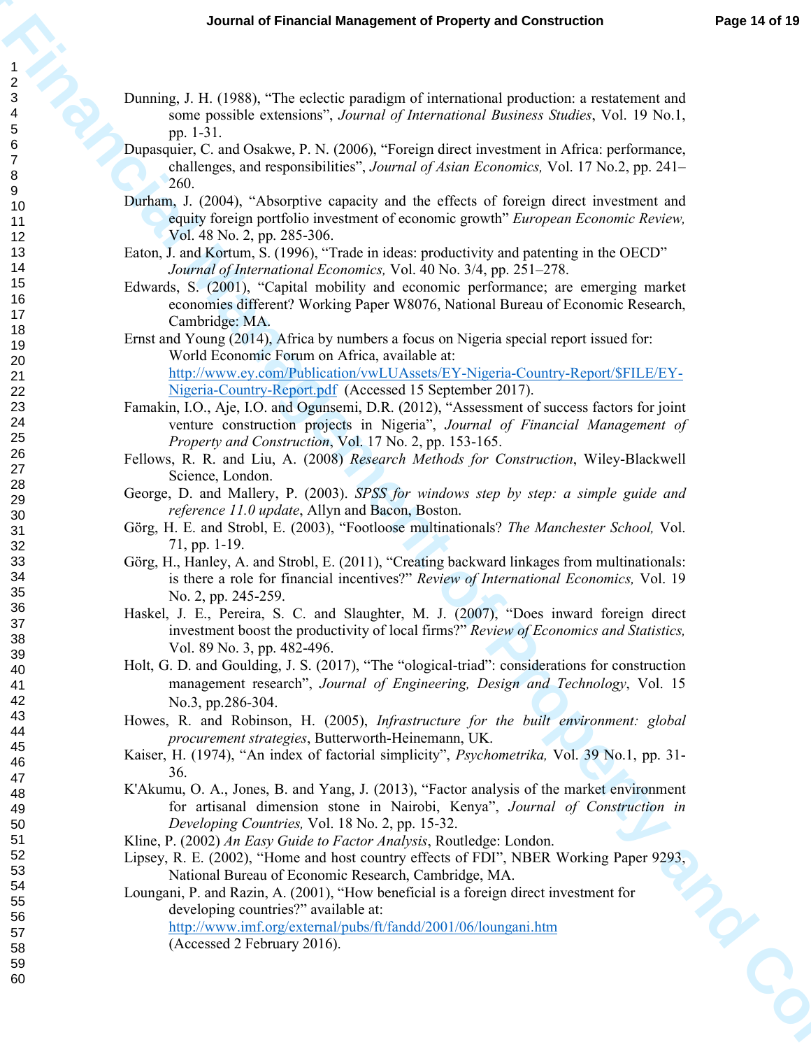Dunning, J. H. (1988), "The eclectic paradigm of international production: a restatement and some possible extensions", *Journal of International Business Studies*, Vol. 19 No.1, pp. 1-31.

Dupasquier, C. and Osakwe, P. N. (2006), "Foreign direct investment in Africa: performance, challenges, and responsibilities", *Journal of Asian Economics,* Vol. 17 No.2, pp. 241–260.

Durham, J. (2004), "Absorptive capacity and the effects of foreign direct investment and equity foreign portfolio investment of economic growth" *European Economic Review,* Vol. 48 No. 2, pp. 285-306.

Eaton, J. and Kortum, S. (1996), "Trade in ideas: productivity and patenting in the OECD" *Journal of International Economics,* Vol. 40 No. 3/4, pp. 251–278.

Edwards, S. (2001), "Capital mobility and economic performance; are emerging market economies different? Working Paper W8076, National Bureau of Economic Research, Cambridge: MA.

Ernst and Young (2014), Africa by numbers a focus on Nigeria special report issued for: World Economic Forum on Africa, available at: http://www.ey.com/Publication/vwLUAssets/EY-Nigeria-Country-Report/$FILE/EY-Nigeria-Country-Report.pdf (Accessed 15 September 2017).

Famakin, I.O., Aje, I.O. and Ogunsemi, D.R. (2012), "Assessment of success factors for joint venture construction projects in Nigeria", *Journal of Financial Management of Property and Construction*, Vol. 17 No. 2, pp. 153-165.

Fellows, R. R. and Liu, A. (2008) *Research Methods for Construction*, Wiley-Blackwell Science, London.

George, D. and Mallery, P. (2003). *SPSS for windows step by step: a simple guide and reference 11.0 update*, Allyn and Bacon, Boston.

Görg, H. E. and Strobl, E. (2003), "Footloose multinationals? *The Manchester School,* Vol. 71, pp. 1-19.

Görg, H., Hanley, A. and Strobl, E. (2011), "Creating backward linkages from multinationals: is there a role for financial incentives?" *Review of International Economics,* Vol. 19 No. 2, pp. 245-259.

Haskel, J. E., Pereira, S. C. and Slaughter, M. J. (2007), "Does inward foreign direct investment boost the productivity of local firms?" *Review of Economics and Statistics,* Vol. 89 No. 3, pp. 482-496.

Holt, G. D. and Goulding, J. S. (2017), "The "ological-triad": considerations for construction management research", *Journal of Engineering, Design and Technology*, Vol. 15 No.3, pp.286-304.

Howes, R. and Robinson, H. (2005), *Infrastructure for the built environment: global procurement strategies*, Butterworth-Heinemann, UK.

Kaiser, H. (1974), "An index of factorial simplicity", *Psychometrika,* Vol. 39 No.1, pp. 31-36.

K'Akumu, O. A., Jones, B. and Yang, J. (2013), "Factor analysis of the market environment for artisanal dimension stone in Nairobi, Kenya", *Journal of Construction in Developing Countries,* Vol. 18 No. 2, pp. 15-32.

Kline, P. (2002) *An Easy Guide to Factor Analysis*, Routledge: London.

Lipsey, R. E. (2002), "Home and host country effects of FDI", NBER Working Paper 9293, National Bureau of Economic Research, Cambridge, MA.

Loungani, P. and Razin, A. (2001), "How beneficial is a foreign direct investment for developing countries?" available at: http://www.imf.org/external/pubs/ft/fandd/2001/06/loungani.htm (Accessed 2 February 2016).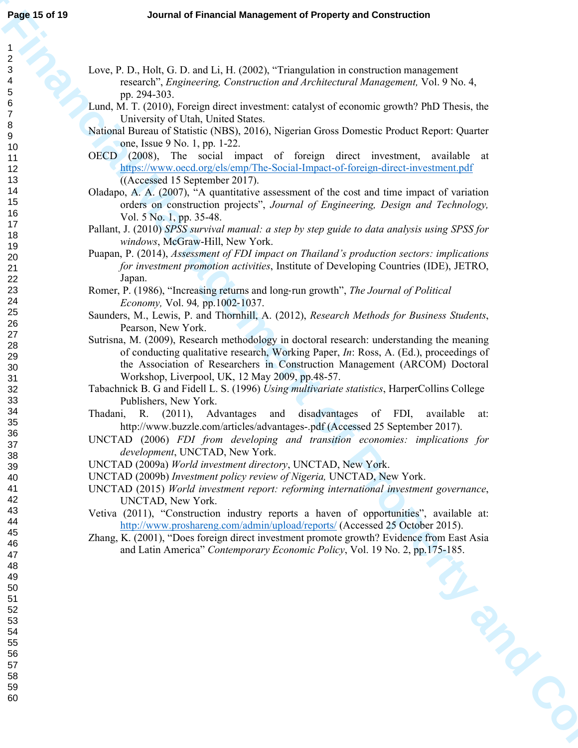Love, P. D., Holt, G. D. and Li, H. (2002), "Triangulation in construction management research", *Engineering, Construction and Architectural Management,* Vol. 9 No. 4, pp. 294-303.

Lund, M. T. (2010), Foreign direct investment: catalyst of economic growth? PhD Thesis, the University of Utah, United States.

National Bureau of Statistic (NBS), 2016), Nigerian Gross Domestic Product Report: Quarter one, Issue 9 No. 1, pp. 1-22.

OECD (2008), The social impact of foreign direct investment, available at https://www.oecd.org/els/emp/The-Social-Impact-of-foreign-direct-investment.pdf ((Accessed 15 September 2017).

Oladapo, A. A. (2007), "A quantitative assessment of the cost and time impact of variation orders on construction projects", *Journal of Engineering, Design and Technology,* Vol. 5 No. 1, pp. 35-48.

Pallant, J. (2010) *SPSS survival manual: a step by step guide to data analysis using SPSS for windows*, McGraw-Hill, New York.

Puapan, P. (2014), *Assessment of FDI impact on Thailand's production sectors: implications for investment promotion activities*, Institute of Developing Countries (IDE), JETRO, Japan.

Romer, P. (1986), "Increasing returns and long-run growth", *The Journal of Political Economy,* Vol. 94*,* pp.1002-1037.

Saunders, M., Lewis, P. and Thornhill, A. (2012), *Research Methods for Business Students*, Pearson, New York.

Sutrisna, M. (2009), Research methodology in doctoral research: understanding the meaning of conducting qualitative research, Working Paper, *In*: Ross, A. (Ed.), proceedings of the Association of Researchers in Construction Management (ARCOM) Doctoral Workshop, Liverpool, UK, 12 May 2009, pp.48-57.

Tabachnick B. G and Fidell L. S. (1996) *Using multivariate statistics*, HarperCollins College Publishers, New York.

Thadani, R. (2011), Advantages and disadvantages of FDI, available at: http://www.buzzle.com/articles/advantages-.pdf (Accessed 25 September 2017).

UNCTAD (2006) *FDI from developing and transition economies: implications for development*, UNCTAD, New York.

UNCTAD (2009a) *World investment directory*, UNCTAD, New York.

UNCTAD (2009b) *Investment policy review of Nigeria,* UNCTAD, New York.

UNCTAD (2015) *World investment report: reforming international investment governance*, UNCTAD, New York.

Vetiva (2011), "Construction industry reports a haven of opportunities", available at: http://www.proshareng.com/admin/upload/reports/ (Accessed 25 October 2015).

Zhang, K. (2001), "Does foreign direct investment promote growth? Evidence from East Asia and Latin America" *Contemporary Economic Policy*, Vol. 19 No. 2, pp.175-185.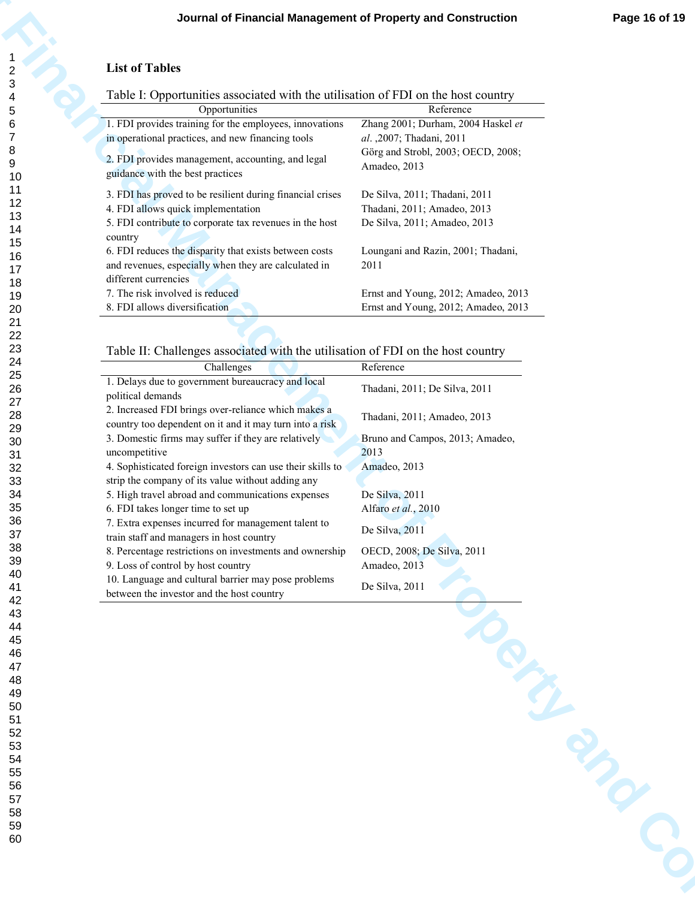**List of Tables**

Table I: Opportunities associated with the utilisation of FDI on the host country

| Opportunities | Reference |
|---|---|
| 1. FDI provides training for the employees, innovations in operational practices, and new financing tools | Zhang 2001; Durham, 2004 Haskel *et al.* ,2007; Thadani, 2011 |
| 2. FDI provides management, accounting, and legal guidance with the best practices | Görg and Strobl, 2003; OECD, 2008; Amadeo, 2013 |
| 3. FDI has proved to be resilient during financial crises | De Silva, 2011; Thadani, 2011 |
| 4. FDI allows quick implementation | Thadani, 2011; Amadeo, 2013 |
| 5. FDI contribute to corporate tax revenues in the host country | De Silva, 2011; Amadeo, 2013 |
| 6. FDI reduces the disparity that exists between costs and revenues, especially when they are calculated in different currencies | Loungani and Razin, 2001; Thadani, 2011 |
| 7. The risk involved is reduced | Ernst and Young, 2012; Amadeo, 2013 |
| 8. FDI allows diversification | Ernst and Young, 2012; Amadeo, 2013 |

Table II: Challenges associated with the utilisation of FDI on the host country

| Challenges | Reference |
|---|---|
| 1. Delays due to government bureaucracy and local political demands | Thadani, 2011; De Silva, 2011 |
| 2. Increased FDI brings over-reliance which makes a country too dependent on it and it may turn into a risk | Thadani, 2011; Amadeo, 2013 |
| 3. Domestic firms may suffer if they are relatively uncompetitive | Bruno and Campos, 2013; Amadeo, 2013 |
| 4. Sophisticated foreign investors can use their skills to strip the company of its value without adding any | Amadeo, 2013 |
| 5. High travel abroad and communications expenses | De Silva, 2011 |
| 6. FDI takes longer time to set up | Alfaro *et al.*, 2010 |
| 7. Extra expenses incurred for management talent to train staff and managers in host country | De Silva, 2011 |
| 8. Percentage restrictions on investments and ownership | OECD, 2008; De Silva, 2011 |
| 9. Loss of control by host country | Amadeo, 2013 |
| 10. Language and cultural barrier may pose problems between the investor and the host country | De Silva, 2011 |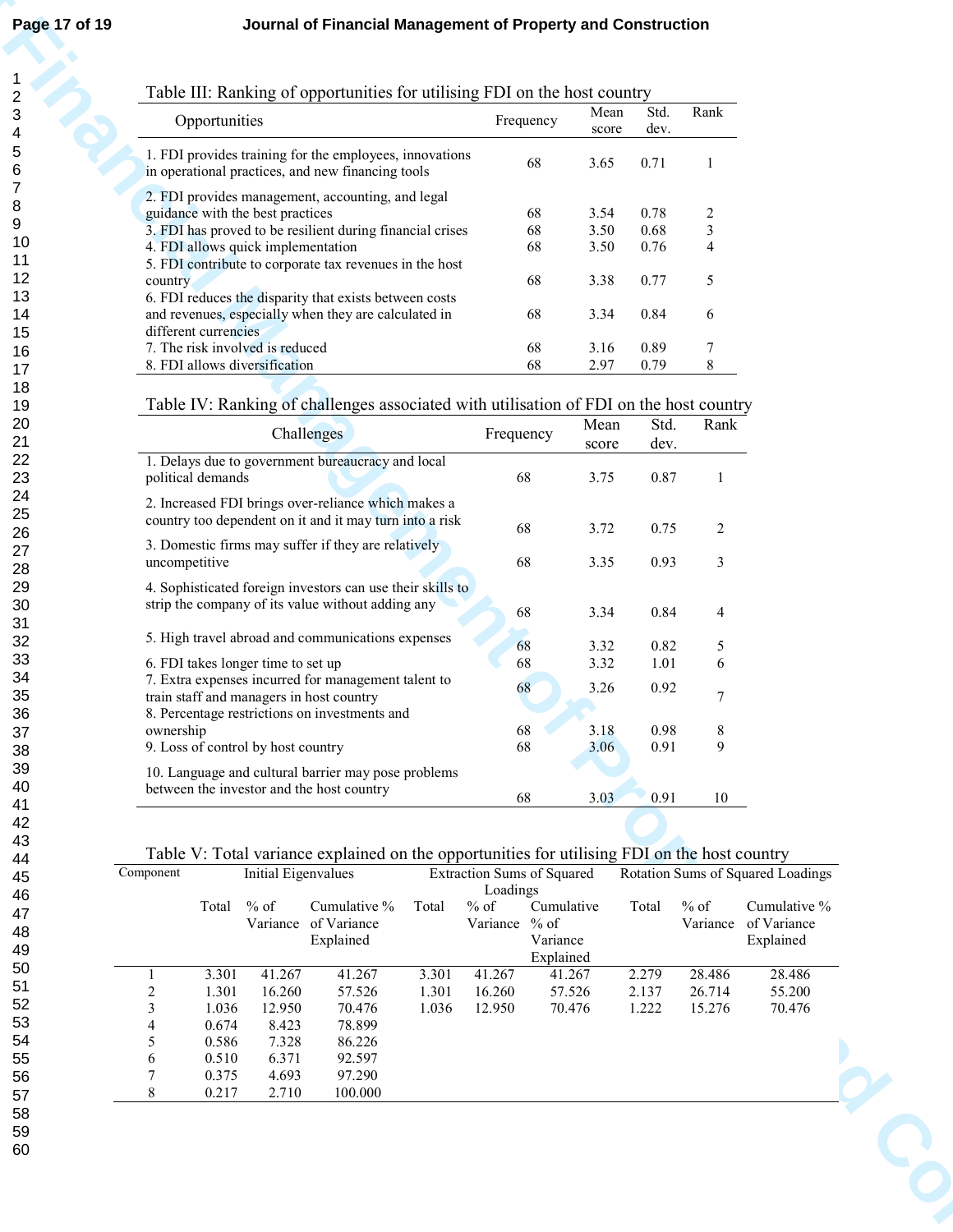Table III: Ranking of opportunities for utilising FDI on the host country

| Opportunities | Frequency | Mean score | Std. dev. | Rank |
|---|---|---|---|---|
| 1. FDI provides training for the employees, innovations in operational practices, and new financing tools | 68 | 3.65 | 0.71 | 1 |
| 2. FDI provides management, accounting, and legal guidance with the best practices | 68 | 3.54 | 0.78 | 2 |
| 3. FDI has proved to be resilient during financial crises | 68 | 3.50 | 0.68 | 3 |
| 4. FDI allows quick implementation | 68 | 3.50 | 0.76 | 4 |
| 5. FDI contribute to corporate tax revenues in the host country | 68 | 3.38 | 0.77 | 5 |
| 6. FDI reduces the disparity that exists between costs and revenues, especially when they are calculated in different currencies | 68 | 3.34 | 0.84 | 6 |
| 7. The risk involved is reduced | 68 | 3.16 | 0.89 | 7 |
| 8. FDI allows diversification | 68 | 2.97 | 0.79 | 8 |

Table IV: Ranking of challenges associated with utilisation of FDI on the host country

| Challenges | Frequency | Mean score | Std. dev. | Rank |
|---|---|---|---|---|
| 1. Delays due to government bureaucracy and local political demands | 68 | 3.75 | 0.87 | 1 |
| 2. Increased FDI brings over-reliance which makes a country too dependent on it and it may turn into a risk | 68 | 3.72 | 0.75 | 2 |
| 3. Domestic firms may suffer if they are relatively uncompetitive | 68 | 3.35 | 0.93 | 3 |
| 4. Sophisticated foreign investors can use their skills to strip the company of its value without adding any | 68 | 3.34 | 0.84 | 4 |
| 5. High travel abroad and communications expenses | 68 | 3.32 | 0.82 | 5 |
| 6. FDI takes longer time to set up | 68 | 3.32 | 1.01 | 6 |
| 7. Extra expenses incurred for management talent to train staff and managers in host country | 68 | 3.26 | 0.92 | 7 |
| 8. Percentage restrictions on investments and ownership | 68 | 3.18 | 0.98 | 8 |
| 9. Loss of control by host country | 68 | 3.06 | 0.91 | 9 |
| 10. Language and cultural barrier may pose problems between the investor and the host country | 68 | 3.03 | 0.91 | 10 |

Table V: Total variance explained on the opportunities for utilising FDI on the host country

| Component | Initial Eigenvalues | | | Extraction Sums of Squared Loadings | | | Rotation Sums of Squared Loadings | | |
|---|---|---|---|---|---|---|---|---|---|
| | Total | % of Variance | Cumulative % of Variance Explained | Total | % of Variance | Cumulative % of Variance Explained | Total | % of Variance | Cumulative % of Variance Explained |
| 1 | 3.301 | 41.267 | 41.267 | 3.301 | 41.267 | 41.267 | 2.279 | 28.486 | 28.486 |
| 2 | 1.301 | 16.260 | 57.526 | 1.301 | 16.260 | 57.526 | 2.137 | 26.714 | 55.200 |
| 3 | 1.036 | 12.950 | 70.476 | 1.036 | 12.950 | 70.476 | 1.222 | 15.276 | 70.476 |
| 4 | 0.674 | 8.423 | 78.899 | | | | | | |
| 5 | 0.586 | 7.328 | 86.226 | | | | | | |
| 6 | 0.510 | 6.371 | 92.597 | | | | | | |
| 7 | 0.375 | 4.693 | 97.290 | | | | | | |
| 8 | 0.217 | 2.710 | 100.000 | | | | | | |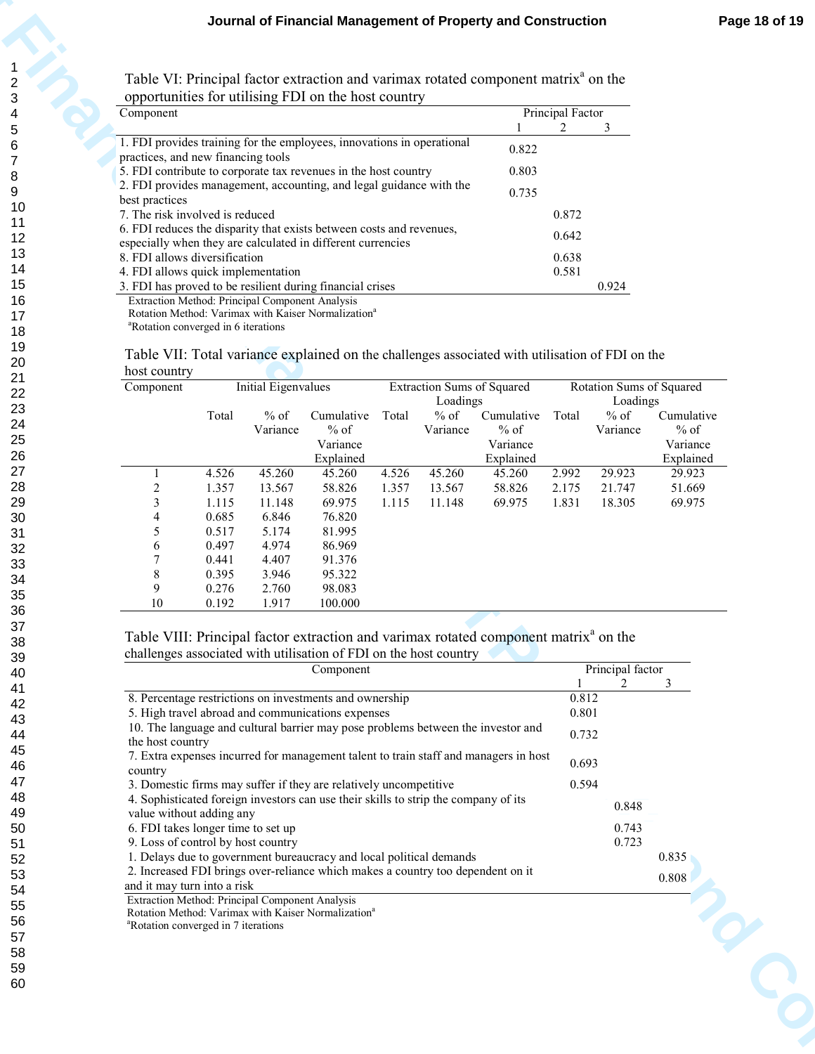Table VI: Principal factor extraction and varimax rotated component matrix[a] on the opportunities for utilising FDI on the host country

| Component | Principal Factor 1 | 2 | 3 |
|---|---|---|---|
| 1. FDI provides training for the employees, innovations in operational practices, and new financing tools | 0.822 | | |
| 5. FDI contribute to corporate tax revenues in the host country | 0.803 | | |
| 2. FDI provides management, accounting, and legal guidance with the best practices | 0.735 | | |
| 7. The risk involved is reduced | | 0.872 | |
| 6. FDI reduces the disparity that exists between costs and revenues, especially when they are calculated in different currencies | | 0.642 | |
| 8. FDI allows diversification | | 0.638 | |
| 4. FDI allows quick implementation | | 0.581 | |
| 3. FDI has proved to be resilient during financial crises | | | 0.924 |

Extraction Method: Principal Component Analysis
Rotation Method: Varimax with Kaiser Normalization[a]
[a]Rotation converged in 6 iterations

Table VII: Total variance explained on the challenges associated with utilisation of FDI on the host country

| Component | Initial Eigenvalues | | | Extraction Sums of Squared Loadings | | | Rotation Sums of Squared Loadings | | |
|---|---|---|---|---|---|---|---|---|---|
| | Total | % of Variance | Cumulative % of Variance Explained | Total | % of Variance | Cumulative % of Variance Explained | Total | % of Variance | Cumulative % of Variance Explained |
| 1 | 4.526 | 45.260 | 45.260 | 4.526 | 45.260 | 45.260 | 2.992 | 29.923 | 29.923 |
| 2 | 1.357 | 13.567 | 58.826 | 1.357 | 13.567 | 58.826 | 2.175 | 21.747 | 51.669 |
| 3 | 1.115 | 11.148 | 69.975 | 1.115 | 11.148 | 69.975 | 1.831 | 18.305 | 69.975 |
| 4 | 0.685 | 6.846 | 76.820 | | | | | | |
| 5 | 0.517 | 5.174 | 81.995 | | | | | | |
| 6 | 0.497 | 4.974 | 86.969 | | | | | | |
| 7 | 0.441 | 4.407 | 91.376 | | | | | | |
| 8 | 0.395 | 3.946 | 95.322 | | | | | | |
| 9 | 0.276 | 2.760 | 98.083 | | | | | | |
| 10 | 0.192 | 1.917 | 100.000 | | | | | | |

Table VIII: Principal factor extraction and varimax rotated component matrix[a] on the challenges associated with utilisation of FDI on the host country

| Component | Principal factor 1 | 2 | 3 |
|---|---|---|---|
| 8. Percentage restrictions on investments and ownership | 0.812 | | |
| 5. High travel abroad and communications expenses | 0.801 | | |
| 10. The language and cultural barrier may pose problems between the investor and the host country | 0.732 | | |
| 7. Extra expenses incurred for management talent to train staff and managers in host country | 0.693 | | |
| 3. Domestic firms may suffer if they are relatively uncompetitive | 0.594 | | |
| 4. Sophisticated foreign investors can use their skills to strip the company of its value without adding any | | 0.848 | |
| 6. FDI takes longer time to set up | | 0.743 | |
| 9. Loss of control by host country | | 0.723 | |
| 1. Delays due to government bureaucracy and local political demands | | | 0.835 |
| 2. Increased FDI brings over-reliance which makes a country too dependent on it and it may turn into a risk | | | 0.808 |

Extraction Method: Principal Component Analysis
Rotation Method: Varimax with Kaiser Normalization[a]
[a]Rotation converged in 7 iterations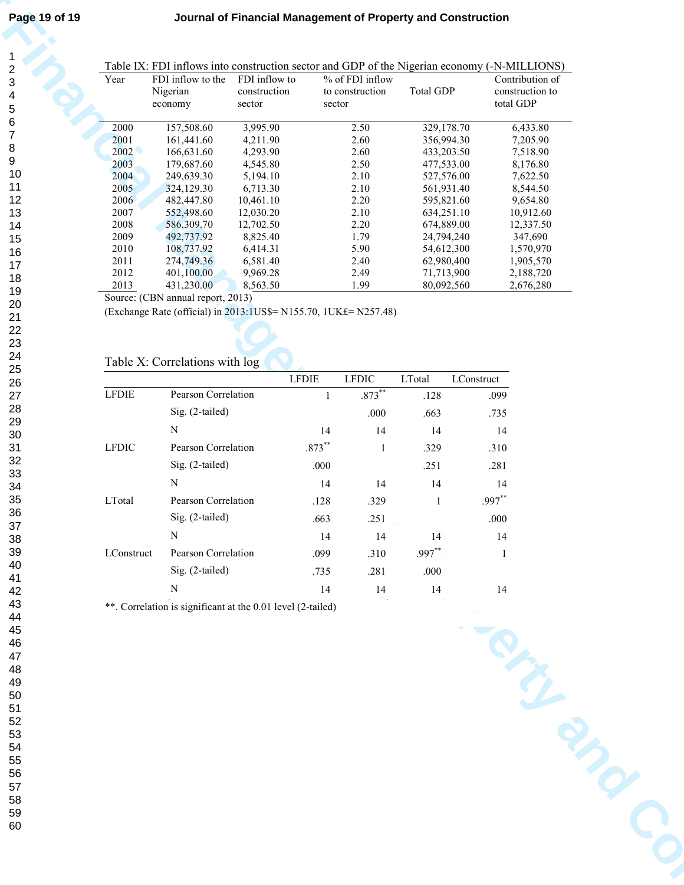Table IX: FDI inflows into construction sector and GDP of the Nigerian economy (-N-MILLIONS)

| Year | FDI inflow to the Nigerian economy | FDI inflow to construction sector | % of FDI inflow to construction sector | Total GDP | Contribution of construction to total GDP |
|---|---|---|---|---|---|
| 2000 | 157,508.60 | 3,995.90 | 2.50 | 329,178.70 | 6,433.80 |
| 2001 | 161,441.60 | 4,211.90 | 2.60 | 356,994.30 | 7,205.90 |
| 2002 | 166,631.60 | 4,293.90 | 2.60 | 433,203.50 | 7,518.90 |
| 2003 | 179,687.60 | 4,545.80 | 2.50 | 477,533.00 | 8,176.80 |
| 2004 | 249,639.30 | 5,194.10 | 2.10 | 527,576.00 | 7,622.50 |
| 2005 | 324,129.30 | 6,713.30 | 2.10 | 561,931.40 | 8,544.50 |
| 2006 | 482,447.80 | 10,461.10 | 2.20 | 595,821.60 | 9,654.80 |
| 2007 | 552,498.60 | 12,030.20 | 2.10 | 634,251.10 | 10,912.60 |
| 2008 | 586,309.70 | 12,702.50 | 2.20 | 674,889.00 | 12,337.50 |
| 2009 | 492,737.92 | 8,825.40 | 1.79 | 24,794,240 | 347,690 |
| 2010 | 108,737.92 | 6,414.31 | 5.90 | 54,612,300 | 1,570,970 |
| 2011 | 274,749.36 | 6,581.40 | 2.40 | 62,980,400 | 1,905,570 |
| 2012 | 401,100.00 | 9,969.28 | 2.49 | 71,713,900 | 2,188,720 |
| 2013 | 431,230.00 | 8,563.50 | 1.99 | 80,092,560 | 2,676,280 |

Source: (CBN annual report, 2013)

(Exchange Rate (official) in 2013:1US$= N155.70, 1UK£= N257.48)

Table X: Correlations with log

| | | LFDIE | LFDIC | LTotal | LConstruct |
|---|---|---|---|---|---|
| LFDIE | Pearson Correlation | 1 | .873** | .128 | .099 |
| | Sig. (2-tailed) | | .000 | .663 | .735 |
| | N | 14 | 14 | 14 | 14 |
| LFDIC | Pearson Correlation | .873** | 1 | .329 | .310 |
| | Sig. (2-tailed) | .000 | | .251 | .281 |
| | N | 14 | 14 | 14 | 14 |
| LTotal | Pearson Correlation | .128 | .329 | 1 | .997** |
| | Sig. (2-tailed) | .663 | .251 | | .000 |
| | N | 14 | 14 | 14 | 14 |
| LConstruct | Pearson Correlation | .099 | .310 | .997** | 1 |
| | Sig. (2-tailed) | .735 | .281 | .000 | |
| | N | 14 | 14 | 14 | 14 |

**. Correlation is significant at the 0.01 level (2-tailed)